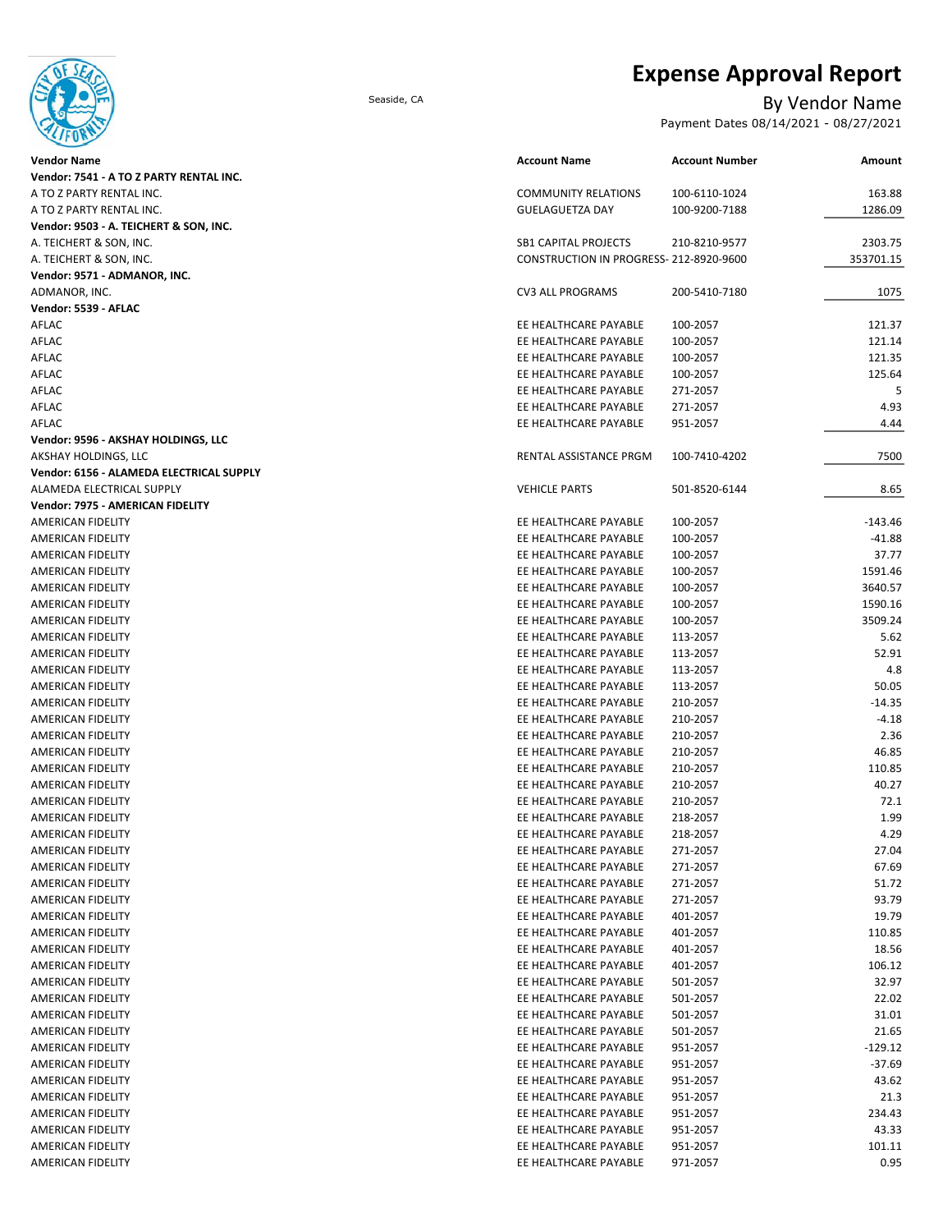# Expense Approval Report

Seaside, CA

## By Vendor Name

Payment Dates 08/14/2021 - 08/27/2021

| Vendor Name | Account Name | Account Number | Amount |
|---|---|---|---|
| **Vendor: 7541 - A TO Z PARTY RENTAL INC.** | | | |
| A TO Z PARTY RENTAL INC. | COMMUNITY RELATIONS | 100-6110-1024 | 163.88 |
| A TO Z PARTY RENTAL INC. | GUELAGUETZA DAY | 100-9200-7188 | 1286.09 |
| **Vendor: 9503 - A. TEICHERT & SON, INC.** | | | |
| A. TEICHERT & SON, INC. | SB1 CAPITAL PROJECTS | 210-8210-9577 | 2303.75 |
| A. TEICHERT & SON, INC. | CONSTRUCTION IN PROGRESS- | 212-8920-9600 | 353701.15 |
| **Vendor: 9571 - ADMANOR, INC.** | | | |
| ADMANOR, INC. | CV3 ALL PROGRAMS | 200-5410-7180 | 1075 |
| **Vendor: 5539 - AFLAC** | | | |
| AFLAC | EE HEALTHCARE PAYABLE | 100-2057 | 121.37 |
| AFLAC | EE HEALTHCARE PAYABLE | 100-2057 | 121.14 |
| AFLAC | EE HEALTHCARE PAYABLE | 100-2057 | 121.35 |
| AFLAC | EE HEALTHCARE PAYABLE | 100-2057 | 125.64 |
| AFLAC | EE HEALTHCARE PAYABLE | 271-2057 | 5 |
| AFLAC | EE HEALTHCARE PAYABLE | 271-2057 | 4.93 |
| AFLAC | EE HEALTHCARE PAYABLE | 951-2057 | 4.44 |
| **Vendor: 9596 - AKSHAY HOLDINGS, LLC** | | | |
| AKSHAY HOLDINGS, LLC | RENTAL ASSISTANCE PRGM | 100-7410-4202 | 7500 |
| **Vendor: 6156 - ALAMEDA ELECTRICAL SUPPLY** | | | |
| ALAMEDA ELECTRICAL SUPPLY | VEHICLE PARTS | 501-8520-6144 | 8.65 |
| **Vendor: 7975 - AMERICAN FIDELITY** | | | |
| AMERICAN FIDELITY | EE HEALTHCARE PAYABLE | 100-2057 | -143.46 |
| AMERICAN FIDELITY | EE HEALTHCARE PAYABLE | 100-2057 | -41.88 |
| AMERICAN FIDELITY | EE HEALTHCARE PAYABLE | 100-2057 | 37.77 |
| AMERICAN FIDELITY | EE HEALTHCARE PAYABLE | 100-2057 | 1591.46 |
| AMERICAN FIDELITY | EE HEALTHCARE PAYABLE | 100-2057 | 3640.57 |
| AMERICAN FIDELITY | EE HEALTHCARE PAYABLE | 100-2057 | 1590.16 |
| AMERICAN FIDELITY | EE HEALTHCARE PAYABLE | 100-2057 | 3509.24 |
| AMERICAN FIDELITY | EE HEALTHCARE PAYABLE | 113-2057 | 5.62 |
| AMERICAN FIDELITY | EE HEALTHCARE PAYABLE | 113-2057 | 52.91 |
| AMERICAN FIDELITY | EE HEALTHCARE PAYABLE | 113-2057 | 4.8 |
| AMERICAN FIDELITY | EE HEALTHCARE PAYABLE | 113-2057 | 50.05 |
| AMERICAN FIDELITY | EE HEALTHCARE PAYABLE | 210-2057 | -14.35 |
| AMERICAN FIDELITY | EE HEALTHCARE PAYABLE | 210-2057 | -4.18 |
| AMERICAN FIDELITY | EE HEALTHCARE PAYABLE | 210-2057 | 2.36 |
| AMERICAN FIDELITY | EE HEALTHCARE PAYABLE | 210-2057 | 46.85 |
| AMERICAN FIDELITY | EE HEALTHCARE PAYABLE | 210-2057 | 110.85 |
| AMERICAN FIDELITY | EE HEALTHCARE PAYABLE | 210-2057 | 40.27 |
| AMERICAN FIDELITY | EE HEALTHCARE PAYABLE | 210-2057 | 72.1 |
| AMERICAN FIDELITY | EE HEALTHCARE PAYABLE | 218-2057 | 1.99 |
| AMERICAN FIDELITY | EE HEALTHCARE PAYABLE | 218-2057 | 4.29 |
| AMERICAN FIDELITY | EE HEALTHCARE PAYABLE | 271-2057 | 27.04 |
| AMERICAN FIDELITY | EE HEALTHCARE PAYABLE | 271-2057 | 67.69 |
| AMERICAN FIDELITY | EE HEALTHCARE PAYABLE | 271-2057 | 51.72 |
| AMERICAN FIDELITY | EE HEALTHCARE PAYABLE | 271-2057 | 93.79 |
| AMERICAN FIDELITY | EE HEALTHCARE PAYABLE | 401-2057 | 19.79 |
| AMERICAN FIDELITY | EE HEALTHCARE PAYABLE | 401-2057 | 110.85 |
| AMERICAN FIDELITY | EE HEALTHCARE PAYABLE | 401-2057 | 18.56 |
| AMERICAN FIDELITY | EE HEALTHCARE PAYABLE | 401-2057 | 106.12 |
| AMERICAN FIDELITY | EE HEALTHCARE PAYABLE | 501-2057 | 32.97 |
| AMERICAN FIDELITY | EE HEALTHCARE PAYABLE | 501-2057 | 22.02 |
| AMERICAN FIDELITY | EE HEALTHCARE PAYABLE | 501-2057 | 31.01 |
| AMERICAN FIDELITY | EE HEALTHCARE PAYABLE | 501-2057 | 21.65 |
| AMERICAN FIDELITY | EE HEALTHCARE PAYABLE | 951-2057 | -129.12 |
| AMERICAN FIDELITY | EE HEALTHCARE PAYABLE | 951-2057 | -37.69 |
| AMERICAN FIDELITY | EE HEALTHCARE PAYABLE | 951-2057 | 43.62 |
| AMERICAN FIDELITY | EE HEALTHCARE PAYABLE | 951-2057 | 21.3 |
| AMERICAN FIDELITY | EE HEALTHCARE PAYABLE | 951-2057 | 234.43 |
| AMERICAN FIDELITY | EE HEALTHCARE PAYABLE | 951-2057 | 43.33 |
| AMERICAN FIDELITY | EE HEALTHCARE PAYABLE | 951-2057 | 101.11 |
| AMERICAN FIDELITY | EE HEALTHCARE PAYABLE | 971-2057 | 0.95 |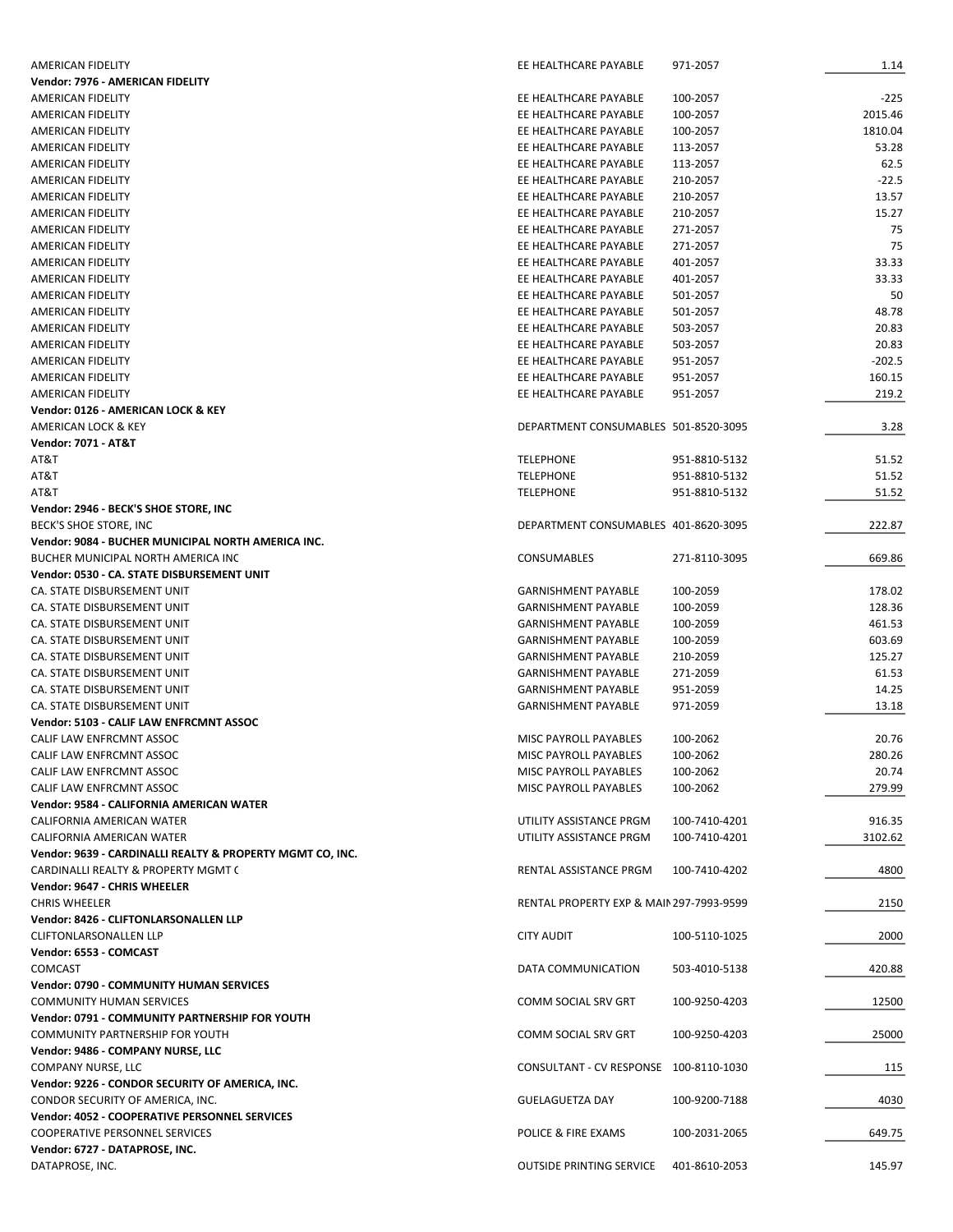| | | | |
|---|---|---|---|
| AMERICAN FIDELITY | EE HEALTHCARE PAYABLE | 971-2057 | 1.14 |
| **Vendor: 7976 - AMERICAN FIDELITY** | | | |
| AMERICAN FIDELITY | EE HEALTHCARE PAYABLE | 100-2057 | -225 |
| AMERICAN FIDELITY | EE HEALTHCARE PAYABLE | 100-2057 | 2015.46 |
| AMERICAN FIDELITY | EE HEALTHCARE PAYABLE | 100-2057 | 1810.04 |
| AMERICAN FIDELITY | EE HEALTHCARE PAYABLE | 113-2057 | 53.28 |
| AMERICAN FIDELITY | EE HEALTHCARE PAYABLE | 113-2057 | 62.5 |
| AMERICAN FIDELITY | EE HEALTHCARE PAYABLE | 210-2057 | -22.5 |
| AMERICAN FIDELITY | EE HEALTHCARE PAYABLE | 210-2057 | 13.57 |
| AMERICAN FIDELITY | EE HEALTHCARE PAYABLE | 210-2057 | 15.27 |
| AMERICAN FIDELITY | EE HEALTHCARE PAYABLE | 271-2057 | 75 |
| AMERICAN FIDELITY | EE HEALTHCARE PAYABLE | 271-2057 | 75 |
| AMERICAN FIDELITY | EE HEALTHCARE PAYABLE | 401-2057 | 33.33 |
| AMERICAN FIDELITY | EE HEALTHCARE PAYABLE | 401-2057 | 33.33 |
| AMERICAN FIDELITY | EE HEALTHCARE PAYABLE | 501-2057 | 50 |
| AMERICAN FIDELITY | EE HEALTHCARE PAYABLE | 501-2057 | 48.78 |
| AMERICAN FIDELITY | EE HEALTHCARE PAYABLE | 503-2057 | 20.83 |
| AMERICAN FIDELITY | EE HEALTHCARE PAYABLE | 503-2057 | 20.83 |
| AMERICAN FIDELITY | EE HEALTHCARE PAYABLE | 951-2057 | -202.5 |
| AMERICAN FIDELITY | EE HEALTHCARE PAYABLE | 951-2057 | 160.15 |
| AMERICAN FIDELITY | EE HEALTHCARE PAYABLE | 951-2057 | 219.2 |
| **Vendor: 0126 - AMERICAN LOCK & KEY** | | | |
| AMERICAN LOCK & KEY | DEPARTMENT CONSUMABLES | 501-8520-3095 | 3.28 |
| **Vendor: 7071 - AT&T** | | | |
| AT&T | TELEPHONE | 951-8810-5132 | 51.52 |
| AT&T | TELEPHONE | 951-8810-5132 | 51.52 |
| AT&T | TELEPHONE | 951-8810-5132 | 51.52 |
| **Vendor: 2946 - BECK'S SHOE STORE, INC** | | | |
| BECK'S SHOE STORE, INC | DEPARTMENT CONSUMABLES | 401-8620-3095 | 222.87 |
| **Vendor: 9084 - BUCHER MUNICIPAL NORTH AMERICA INC.** | | | |
| BUCHER MUNICIPAL NORTH AMERICA INC | CONSUMABLES | 271-8110-3095 | 669.86 |
| **Vendor: 0530 - CA. STATE DISBURSEMENT UNIT** | | | |
| CA. STATE DISBURSEMENT UNIT | GARNISHMENT PAYABLE | 100-2059 | 178.02 |
| CA. STATE DISBURSEMENT UNIT | GARNISHMENT PAYABLE | 100-2059 | 128.36 |
| CA. STATE DISBURSEMENT UNIT | GARNISHMENT PAYABLE | 100-2059 | 461.53 |
| CA. STATE DISBURSEMENT UNIT | GARNISHMENT PAYABLE | 100-2059 | 603.69 |
| CA. STATE DISBURSEMENT UNIT | GARNISHMENT PAYABLE | 210-2059 | 125.27 |
| CA. STATE DISBURSEMENT UNIT | GARNISHMENT PAYABLE | 271-2059 | 61.53 |
| CA. STATE DISBURSEMENT UNIT | GARNISHMENT PAYABLE | 951-2059 | 14.25 |
| CA. STATE DISBURSEMENT UNIT | GARNISHMENT PAYABLE | 971-2059 | 13.18 |
| **Vendor: 5103 - CALIF LAW ENFRCMNT ASSOC** | | | |
| CALIF LAW ENFRCMNT ASSOC | MISC PAYROLL PAYABLES | 100-2062 | 20.76 |
| CALIF LAW ENFRCMNT ASSOC | MISC PAYROLL PAYABLES | 100-2062 | 280.26 |
| CALIF LAW ENFRCMNT ASSOC | MISC PAYROLL PAYABLES | 100-2062 | 20.74 |
| CALIF LAW ENFRCMNT ASSOC | MISC PAYROLL PAYABLES | 100-2062 | 279.99 |
| **Vendor: 9584 - CALIFORNIA AMERICAN WATER** | | | |
| CALIFORNIA AMERICAN WATER | UTILITY ASSISTANCE PRGM | 100-7410-4201 | 916.35 |
| CALIFORNIA AMERICAN WATER | UTILITY ASSISTANCE PRGM | 100-7410-4201 | 3102.62 |
| **Vendor: 9639 - CARDINALLI REALTY & PROPERTY MGMT CO, INC.** | | | |
| CARDINALLI REALTY & PROPERTY MGMT C | RENTAL ASSISTANCE PRGM | 100-7410-4202 | 4800 |
| **Vendor: 9647 - CHRIS WHEELER** | | | |
| CHRIS WHEELER | RENTAL PROPERTY EXP & MAIN | 297-7993-9599 | 2150 |
| **Vendor: 8426 - CLIFTONLARSONALLEN LLP** | | | |
| CLIFTONLARSONALLEN LLP | CITY AUDIT | 100-5110-1025 | 2000 |
| **Vendor: 6553 - COMCAST** | | | |
| COMCAST | DATA COMMUNICATION | 503-4010-5138 | 420.88 |
| **Vendor: 0790 - COMMUNITY HUMAN SERVICES** | | | |
| COMMUNITY HUMAN SERVICES | COMM SOCIAL SRV GRT | 100-9250-4203 | 12500 |
| **Vendor: 0791 - COMMUNITY PARTNERSHIP FOR YOUTH** | | | |
| COMMUNITY PARTNERSHIP FOR YOUTH | COMM SOCIAL SRV GRT | 100-9250-4203 | 25000 |
| **Vendor: 9486 - COMPANY NURSE, LLC** | | | |
| COMPANY NURSE, LLC | CONSULTANT - CV RESPONSE | 100-8110-1030 | 115 |
| **Vendor: 9226 - CONDOR SECURITY OF AMERICA, INC.** | | | |
| CONDOR SECURITY OF AMERICA, INC. | GUELAGUETZA DAY | 100-9200-7188 | 4030 |
| **Vendor: 4052 - COOPERATIVE PERSONNEL SERVICES** | | | |
| COOPERATIVE PERSONNEL SERVICES | POLICE & FIRE EXAMS | 100-2031-2065 | 649.75 |
| **Vendor: 6727 - DATAPROSE, INC.** | | | |
| DATAPROSE, INC. | OUTSIDE PRINTING SERVICE | 401-8610-2053 | 145.97 |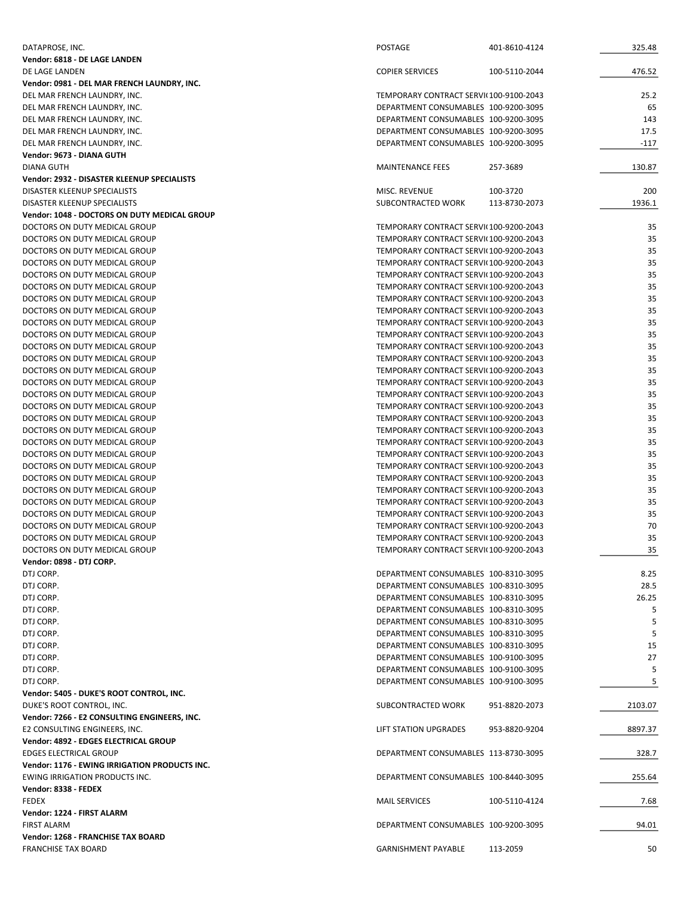| | | | |
|---|---|---|---|
| DATAPROSE, INC. | POSTAGE | 401-8610-4124 | 325.48 |
| **Vendor: 6818 - DE LAGE LANDEN** | | | |
| DE LAGE LANDEN | COPIER SERVICES | 100-5110-2044 | 476.52 |
| **Vendor: 0981 - DEL MAR FRENCH LAUNDRY, INC.** | | | |
| DEL MAR FRENCH LAUNDRY, INC. | TEMPORARY CONTRACT SERVI( | 100-9100-2043 | 25.2 |
| DEL MAR FRENCH LAUNDRY, INC. | DEPARTMENT CONSUMABLES | 100-9200-3095 | 65 |
| DEL MAR FRENCH LAUNDRY, INC. | DEPARTMENT CONSUMABLES | 100-9200-3095 | 143 |
| DEL MAR FRENCH LAUNDRY, INC. | DEPARTMENT CONSUMABLES | 100-9200-3095 | 17.5 |
| DEL MAR FRENCH LAUNDRY, INC. | DEPARTMENT CONSUMABLES | 100-9200-3095 | -117 |
| **Vendor: 9673 - DIANA GUTH** | | | |
| DIANA GUTH | MAINTENANCE FEES | 257-3689 | 130.87 |
| **Vendor: 2932 - DISASTER KLEENUP SPECIALISTS** | | | |
| DISASTER KLEENUP SPECIALISTS | MISC. REVENUE | 100-3720 | 200 |
| DISASTER KLEENUP SPECIALISTS | SUBCONTRACTED WORK | 113-8730-2073 | 1936.1 |
| **Vendor: 1048 - DOCTORS ON DUTY MEDICAL GROUP** | | | |
| DOCTORS ON DUTY MEDICAL GROUP | TEMPORARY CONTRACT SERVI( | 100-9200-2043 | 35 |
| DOCTORS ON DUTY MEDICAL GROUP | TEMPORARY CONTRACT SERVI( | 100-9200-2043 | 35 |
| DOCTORS ON DUTY MEDICAL GROUP | TEMPORARY CONTRACT SERVI( | 100-9200-2043 | 35 |
| DOCTORS ON DUTY MEDICAL GROUP | TEMPORARY CONTRACT SERVI( | 100-9200-2043 | 35 |
| DOCTORS ON DUTY MEDICAL GROUP | TEMPORARY CONTRACT SERVI( | 100-9200-2043 | 35 |
| DOCTORS ON DUTY MEDICAL GROUP | TEMPORARY CONTRACT SERVI( | 100-9200-2043 | 35 |
| DOCTORS ON DUTY MEDICAL GROUP | TEMPORARY CONTRACT SERVI( | 100-9200-2043 | 35 |
| DOCTORS ON DUTY MEDICAL GROUP | TEMPORARY CONTRACT SERVI( | 100-9200-2043 | 35 |
| DOCTORS ON DUTY MEDICAL GROUP | TEMPORARY CONTRACT SERVI( | 100-9200-2043 | 35 |
| DOCTORS ON DUTY MEDICAL GROUP | TEMPORARY CONTRACT SERVI( | 100-9200-2043 | 35 |
| DOCTORS ON DUTY MEDICAL GROUP | TEMPORARY CONTRACT SERVI( | 100-9200-2043 | 35 |
| DOCTORS ON DUTY MEDICAL GROUP | TEMPORARY CONTRACT SERVI( | 100-9200-2043 | 35 |
| DOCTORS ON DUTY MEDICAL GROUP | TEMPORARY CONTRACT SERVI( | 100-9200-2043 | 35 |
| DOCTORS ON DUTY MEDICAL GROUP | TEMPORARY CONTRACT SERVI( | 100-9200-2043 | 35 |
| DOCTORS ON DUTY MEDICAL GROUP | TEMPORARY CONTRACT SERVI( | 100-9200-2043 | 35 |
| DOCTORS ON DUTY MEDICAL GROUP | TEMPORARY CONTRACT SERVI( | 100-9200-2043 | 35 |
| DOCTORS ON DUTY MEDICAL GROUP | TEMPORARY CONTRACT SERVI( | 100-9200-2043 | 35 |
| DOCTORS ON DUTY MEDICAL GROUP | TEMPORARY CONTRACT SERVI( | 100-9200-2043 | 35 |
| DOCTORS ON DUTY MEDICAL GROUP | TEMPORARY CONTRACT SERVI( | 100-9200-2043 | 35 |
| DOCTORS ON DUTY MEDICAL GROUP | TEMPORARY CONTRACT SERVI( | 100-9200-2043 | 35 |
| DOCTORS ON DUTY MEDICAL GROUP | TEMPORARY CONTRACT SERVI( | 100-9200-2043 | 35 |
| DOCTORS ON DUTY MEDICAL GROUP | TEMPORARY CONTRACT SERVI( | 100-9200-2043 | 35 |
| DOCTORS ON DUTY MEDICAL GROUP | TEMPORARY CONTRACT SERVI( | 100-9200-2043 | 35 |
| DOCTORS ON DUTY MEDICAL GROUP | TEMPORARY CONTRACT SERVI( | 100-9200-2043 | 35 |
| DOCTORS ON DUTY MEDICAL GROUP | TEMPORARY CONTRACT SERVI( | 100-9200-2043 | 35 |
| DOCTORS ON DUTY MEDICAL GROUP | TEMPORARY CONTRACT SERVI( | 100-9200-2043 | 70 |
| DOCTORS ON DUTY MEDICAL GROUP | TEMPORARY CONTRACT SERVI( | 100-9200-2043 | 35 |
| DOCTORS ON DUTY MEDICAL GROUP | TEMPORARY CONTRACT SERVI( | 100-9200-2043 | 35 |
| **Vendor: 0898 - DTJ CORP.** | | | |
| DTJ CORP. | DEPARTMENT CONSUMABLES | 100-8310-3095 | 8.25 |
| DTJ CORP. | DEPARTMENT CONSUMABLES | 100-8310-3095 | 28.5 |
| DTJ CORP. | DEPARTMENT CONSUMABLES | 100-8310-3095 | 26.25 |
| DTJ CORP. | DEPARTMENT CONSUMABLES | 100-8310-3095 | 5 |
| DTJ CORP. | DEPARTMENT CONSUMABLES | 100-8310-3095 | 5 |
| DTJ CORP. | DEPARTMENT CONSUMABLES | 100-8310-3095 | 5 |
| DTJ CORP. | DEPARTMENT CONSUMABLES | 100-8310-3095 | 15 |
| DTJ CORP. | DEPARTMENT CONSUMABLES | 100-9100-3095 | 27 |
| DTJ CORP. | DEPARTMENT CONSUMABLES | 100-9100-3095 | 5 |
| DTJ CORP. | DEPARTMENT CONSUMABLES | 100-9100-3095 | 5 |
| **Vendor: 5405 - DUKE'S ROOT CONTROL, INC.** | | | |
| DUKE'S ROOT CONTROL, INC. | SUBCONTRACTED WORK | 951-8820-2073 | 2103.07 |
| **Vendor: 7266 - E2 CONSULTING ENGINEERS, INC.** | | | |
| E2 CONSULTING ENGINEERS, INC. | LIFT STATION UPGRADES | 953-8820-9204 | 8897.37 |
| **Vendor: 4892 - EDGES ELECTRICAL GROUP** | | | |
| EDGES ELECTRICAL GROUP | DEPARTMENT CONSUMABLES | 113-8730-3095 | 328.7 |
| **Vendor: 1176 - EWING IRRIGATION PRODUCTS INC.** | | | |
| EWING IRRIGATION PRODUCTS INC. | DEPARTMENT CONSUMABLES | 100-8440-3095 | 255.64 |
| **Vendor: 8338 - FEDEX** | | | |
| FEDEX | MAIL SERVICES | 100-5110-4124 | 7.68 |
| **Vendor: 1224 - FIRST ALARM** | | | |
| FIRST ALARM | DEPARTMENT CONSUMABLES | 100-9200-3095 | 94.01 |
| **Vendor: 1268 - FRANCHISE TAX BOARD** | | | |
| FRANCHISE TAX BOARD | GARNISHMENT PAYABLE | 113-2059 | 50 |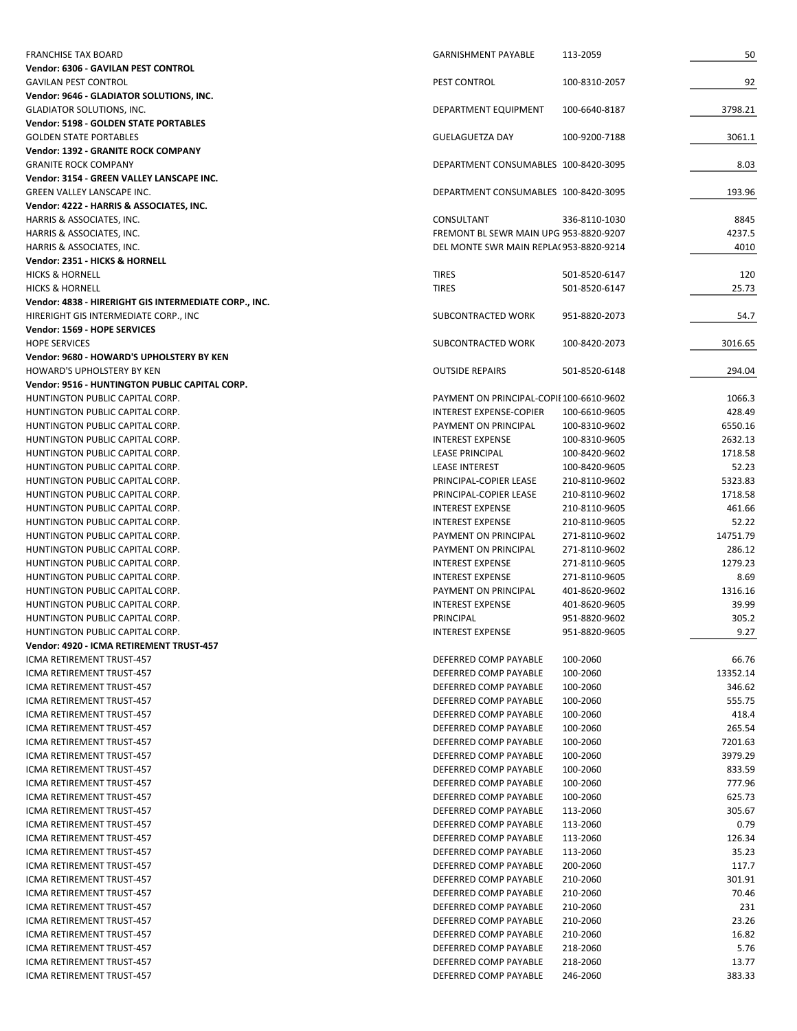| | | | |
|---|---|---|---|
| FRANCHISE TAX BOARD | GARNISHMENT PAYABLE | 113-2059 | 50 |
| **Vendor: 6306 - GAVILAN PEST CONTROL** | | | |
| GAVILAN PEST CONTROL | PEST CONTROL | 100-8310-2057 | 92 |
| **Vendor: 9646 - GLADIATOR SOLUTIONS, INC.** | | | |
| GLADIATOR SOLUTIONS, INC. | DEPARTMENT EQUIPMENT | 100-6640-8187 | 3798.21 |
| **Vendor: 5198 - GOLDEN STATE PORTABLES** | | | |
| GOLDEN STATE PORTABLES | GUELAGUETZA DAY | 100-9200-7188 | 3061.1 |
| **Vendor: 1392 - GRANITE ROCK COMPANY** | | | |
| GRANITE ROCK COMPANY | DEPARTMENT CONSUMABLES | 100-8420-3095 | 8.03 |
| **Vendor: 3154 - GREEN VALLEY LANSCAPE INC.** | | | |
| GREEN VALLEY LANSCAPE INC. | DEPARTMENT CONSUMABLES | 100-8420-3095 | 193.96 |
| **Vendor: 4222 - HARRIS & ASSOCIATES, INC.** | | | |
| HARRIS & ASSOCIATES, INC. | CONSULTANT | 336-8110-1030 | 8845 |
| HARRIS & ASSOCIATES, INC. | FREMONT BL SEWR MAIN UPG | 953-8820-9207 | 4237.5 |
| HARRIS & ASSOCIATES, INC. | DEL MONTE SWR MAIN REPLA( | 953-8820-9214 | 4010 |
| **Vendor: 2351 - HICKS & HORNELL** | | | |
| HICKS & HORNELL | TIRES | 501-8520-6147 | 120 |
| HICKS & HORNELL | TIRES | 501-8520-6147 | 25.73 |
| **Vendor: 4838 - HIRERIGHT GIS INTERMEDIATE CORP., INC.** | | | |
| HIRERIGHT GIS INTERMEDIATE CORP., INC | SUBCONTRACTED WORK | 951-8820-2073 | 54.7 |
| **Vendor: 1569 - HOPE SERVICES** | | | |
| HOPE SERVICES | SUBCONTRACTED WORK | 100-8420-2073 | 3016.65 |
| **Vendor: 9680 - HOWARD'S UPHOLSTERY BY KEN** | | | |
| HOWARD'S UPHOLSTERY BY KEN | OUTSIDE REPAIRS | 501-8520-6148 | 294.04 |
| **Vendor: 9516 - HUNTINGTON PUBLIC CAPITAL CORP.** | | | |
| HUNTINGTON PUBLIC CAPITAL CORP. | PAYMENT ON PRINCIPAL-COPII | 100-6610-9602 | 1066.3 |
| HUNTINGTON PUBLIC CAPITAL CORP. | INTEREST EXPENSE-COPIER | 100-6610-9605 | 428.49 |
| HUNTINGTON PUBLIC CAPITAL CORP. | PAYMENT ON PRINCIPAL | 100-8310-9602 | 6550.16 |
| HUNTINGTON PUBLIC CAPITAL CORP. | INTEREST EXPENSE | 100-8310-9605 | 2632.13 |
| HUNTINGTON PUBLIC CAPITAL CORP. | LEASE PRINCIPAL | 100-8420-9602 | 1718.58 |
| HUNTINGTON PUBLIC CAPITAL CORP. | LEASE INTEREST | 100-8420-9605 | 52.23 |
| HUNTINGTON PUBLIC CAPITAL CORP. | PRINCIPAL-COPIER LEASE | 210-8110-9602 | 5323.83 |
| HUNTINGTON PUBLIC CAPITAL CORP. | PRINCIPAL-COPIER LEASE | 210-8110-9602 | 1718.58 |
| HUNTINGTON PUBLIC CAPITAL CORP. | INTEREST EXPENSE | 210-8110-9605 | 461.66 |
| HUNTINGTON PUBLIC CAPITAL CORP. | INTEREST EXPENSE | 210-8110-9605 | 52.22 |
| HUNTINGTON PUBLIC CAPITAL CORP. | PAYMENT ON PRINCIPAL | 271-8110-9602 | 14751.79 |
| HUNTINGTON PUBLIC CAPITAL CORP. | PAYMENT ON PRINCIPAL | 271-8110-9602 | 286.12 |
| HUNTINGTON PUBLIC CAPITAL CORP. | INTEREST EXPENSE | 271-8110-9605 | 1279.23 |
| HUNTINGTON PUBLIC CAPITAL CORP. | INTEREST EXPENSE | 271-8110-9605 | 8.69 |
| HUNTINGTON PUBLIC CAPITAL CORP. | PAYMENT ON PRINCIPAL | 401-8620-9602 | 1316.16 |
| HUNTINGTON PUBLIC CAPITAL CORP. | INTEREST EXPENSE | 401-8620-9605 | 39.99 |
| HUNTINGTON PUBLIC CAPITAL CORP. | PRINCIPAL | 951-8820-9602 | 305.2 |
| HUNTINGTON PUBLIC CAPITAL CORP. | INTEREST EXPENSE | 951-8820-9605 | 9.27 |
| **Vendor: 4920 - ICMA RETIREMENT TRUST-457** | | | |
| ICMA RETIREMENT TRUST-457 | DEFERRED COMP PAYABLE | 100-2060 | 66.76 |
| ICMA RETIREMENT TRUST-457 | DEFERRED COMP PAYABLE | 100-2060 | 13352.14 |
| ICMA RETIREMENT TRUST-457 | DEFERRED COMP PAYABLE | 100-2060 | 346.62 |
| ICMA RETIREMENT TRUST-457 | DEFERRED COMP PAYABLE | 100-2060 | 555.75 |
| ICMA RETIREMENT TRUST-457 | DEFERRED COMP PAYABLE | 100-2060 | 418.4 |
| ICMA RETIREMENT TRUST-457 | DEFERRED COMP PAYABLE | 100-2060 | 265.54 |
| ICMA RETIREMENT TRUST-457 | DEFERRED COMP PAYABLE | 100-2060 | 7201.63 |
| ICMA RETIREMENT TRUST-457 | DEFERRED COMP PAYABLE | 100-2060 | 3979.29 |
| ICMA RETIREMENT TRUST-457 | DEFERRED COMP PAYABLE | 100-2060 | 833.59 |
| ICMA RETIREMENT TRUST-457 | DEFERRED COMP PAYABLE | 100-2060 | 777.96 |
| ICMA RETIREMENT TRUST-457 | DEFERRED COMP PAYABLE | 100-2060 | 625.73 |
| ICMA RETIREMENT TRUST-457 | DEFERRED COMP PAYABLE | 113-2060 | 305.67 |
| ICMA RETIREMENT TRUST-457 | DEFERRED COMP PAYABLE | 113-2060 | 0.79 |
| ICMA RETIREMENT TRUST-457 | DEFERRED COMP PAYABLE | 113-2060 | 126.34 |
| ICMA RETIREMENT TRUST-457 | DEFERRED COMP PAYABLE | 113-2060 | 35.23 |
| ICMA RETIREMENT TRUST-457 | DEFERRED COMP PAYABLE | 200-2060 | 117.7 |
| ICMA RETIREMENT TRUST-457 | DEFERRED COMP PAYABLE | 210-2060 | 301.91 |
| ICMA RETIREMENT TRUST-457 | DEFERRED COMP PAYABLE | 210-2060 | 70.46 |
| ICMA RETIREMENT TRUST-457 | DEFERRED COMP PAYABLE | 210-2060 | 231 |
| ICMA RETIREMENT TRUST-457 | DEFERRED COMP PAYABLE | 210-2060 | 23.26 |
| ICMA RETIREMENT TRUST-457 | DEFERRED COMP PAYABLE | 210-2060 | 16.82 |
| ICMA RETIREMENT TRUST-457 | DEFERRED COMP PAYABLE | 218-2060 | 5.76 |
| ICMA RETIREMENT TRUST-457 | DEFERRED COMP PAYABLE | 218-2060 | 13.77 |
| ICMA RETIREMENT TRUST-457 | DEFERRED COMP PAYABLE | 246-2060 | 383.33 |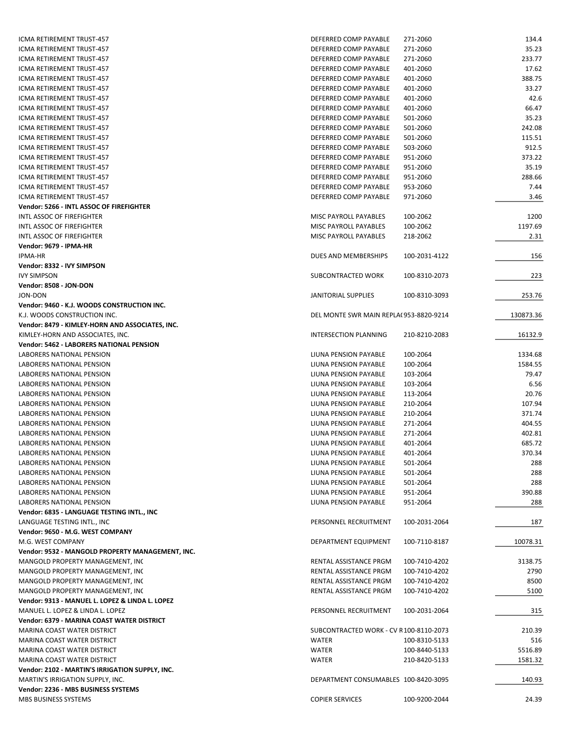| | | | |
|---|---|---|---|
| ICMA RETIREMENT TRUST-457 | DEFERRED COMP PAYABLE | 271-2060 | 134.4 |
| ICMA RETIREMENT TRUST-457 | DEFERRED COMP PAYABLE | 271-2060 | 35.23 |
| ICMA RETIREMENT TRUST-457 | DEFERRED COMP PAYABLE | 271-2060 | 233.77 |
| ICMA RETIREMENT TRUST-457 | DEFERRED COMP PAYABLE | 401-2060 | 17.62 |
| ICMA RETIREMENT TRUST-457 | DEFERRED COMP PAYABLE | 401-2060 | 388.75 |
| ICMA RETIREMENT TRUST-457 | DEFERRED COMP PAYABLE | 401-2060 | 33.27 |
| ICMA RETIREMENT TRUST-457 | DEFERRED COMP PAYABLE | 401-2060 | 42.6 |
| ICMA RETIREMENT TRUST-457 | DEFERRED COMP PAYABLE | 401-2060 | 66.47 |
| ICMA RETIREMENT TRUST-457 | DEFERRED COMP PAYABLE | 501-2060 | 35.23 |
| ICMA RETIREMENT TRUST-457 | DEFERRED COMP PAYABLE | 501-2060 | 242.08 |
| ICMA RETIREMENT TRUST-457 | DEFERRED COMP PAYABLE | 501-2060 | 115.51 |
| ICMA RETIREMENT TRUST-457 | DEFERRED COMP PAYABLE | 503-2060 | 912.5 |
| ICMA RETIREMENT TRUST-457 | DEFERRED COMP PAYABLE | 951-2060 | 373.22 |
| ICMA RETIREMENT TRUST-457 | DEFERRED COMP PAYABLE | 951-2060 | 35.19 |
| ICMA RETIREMENT TRUST-457 | DEFERRED COMP PAYABLE | 951-2060 | 288.66 |
| ICMA RETIREMENT TRUST-457 | DEFERRED COMP PAYABLE | 953-2060 | 7.44 |
| ICMA RETIREMENT TRUST-457 | DEFERRED COMP PAYABLE | 971-2060 | 3.46 |
| **Vendor: 5266 - INTL ASSOC OF FIREFIGHTER** | | | |
| INTL ASSOC OF FIREFIGHTER | MISC PAYROLL PAYABLES | 100-2062 | 1200 |
| INTL ASSOC OF FIREFIGHTER | MISC PAYROLL PAYABLES | 100-2062 | 1197.69 |
| INTL ASSOC OF FIREFIGHTER | MISC PAYROLL PAYABLES | 218-2062 | 2.31 |
| **Vendor: 9679 - IPMA-HR** | | | |
| IPMA-HR | DUES AND MEMBERSHIPS | 100-2031-4122 | 156 |
| **Vendor: 8332 - IVY SIMPSON** | | | |
| IVY SIMPSON | SUBCONTRACTED WORK | 100-8310-2073 | 223 |
| **Vendor: 8508 - JON-DON** | | | |
| JON-DON | JANITORIAL SUPPLIES | 100-8310-3093 | 253.76 |
| **Vendor: 9460 - K.J. WOODS CONSTRUCTION INC.** | | | |
| K.J. WOODS CONSTRUCTION INC. | DEL MONTE SWR MAIN REPLA( | 953-8820-9214 | 130873.36 |
| **Vendor: 8479 - KIMLEY-HORN AND ASSOCIATES, INC.** | | | |
| KIMLEY-HORN AND ASSOCIATES, INC. | INTERSECTION PLANNING | 210-8210-2083 | 16132.9 |
| **Vendor: 5462 - LABORERS NATIONAL PENSION** | | | |
| LABORERS NATIONAL PENSION | LIUNA PENSION PAYABLE | 100-2064 | 1334.68 |
| LABORERS NATIONAL PENSION | LIUNA PENSION PAYABLE | 100-2064 | 1584.55 |
| LABORERS NATIONAL PENSION | LIUNA PENSION PAYABLE | 103-2064 | 79.47 |
| LABORERS NATIONAL PENSION | LIUNA PENSION PAYABLE | 103-2064 | 6.56 |
| LABORERS NATIONAL PENSION | LIUNA PENSION PAYABLE | 113-2064 | 20.76 |
| LABORERS NATIONAL PENSION | LIUNA PENSION PAYABLE | 210-2064 | 107.94 |
| LABORERS NATIONAL PENSION | LIUNA PENSION PAYABLE | 210-2064 | 371.74 |
| LABORERS NATIONAL PENSION | LIUNA PENSION PAYABLE | 271-2064 | 404.55 |
| LABORERS NATIONAL PENSION | LIUNA PENSION PAYABLE | 271-2064 | 402.81 |
| LABORERS NATIONAL PENSION | LIUNA PENSION PAYABLE | 401-2064 | 685.72 |
| LABORERS NATIONAL PENSION | LIUNA PENSION PAYABLE | 401-2064 | 370.34 |
| LABORERS NATIONAL PENSION | LIUNA PENSION PAYABLE | 501-2064 | 288 |
| LABORERS NATIONAL PENSION | LIUNA PENSION PAYABLE | 501-2064 | 288 |
| LABORERS NATIONAL PENSION | LIUNA PENSION PAYABLE | 501-2064 | 288 |
| LABORERS NATIONAL PENSION | LIUNA PENSION PAYABLE | 951-2064 | 390.88 |
| LABORERS NATIONAL PENSION | LIUNA PENSION PAYABLE | 951-2064 | 288 |
| **Vendor: 6835 - LANGUAGE TESTING INTL., INC** | | | |
| LANGUAGE TESTING INTL., INC | PERSONNEL RECRUITMENT | 100-2031-2064 | 187 |
| **Vendor: 9650 - M.G. WEST COMPANY** | | | |
| M.G. WEST COMPANY | DEPARTMENT EQUIPMENT | 100-7110-8187 | 10078.31 |
| **Vendor: 9532 - MANGOLD PROPERTY MANAGEMENT, INC.** | | | |
| MANGOLD PROPERTY MANAGEMENT, INC | RENTAL ASSISTANCE PRGM | 100-7410-4202 | 3138.75 |
| MANGOLD PROPERTY MANAGEMENT, INC | RENTAL ASSISTANCE PRGM | 100-7410-4202 | 2790 |
| MANGOLD PROPERTY MANAGEMENT, INC | RENTAL ASSISTANCE PRGM | 100-7410-4202 | 8500 |
| MANGOLD PROPERTY MANAGEMENT, INC | RENTAL ASSISTANCE PRGM | 100-7410-4202 | 5100 |
| **Vendor: 9313 - MANUEL L. LOPEZ & LINDA L. LOPEZ** | | | |
| MANUEL L. LOPEZ & LINDA L. LOPEZ | PERSONNEL RECRUITMENT | 100-2031-2064 | 315 |
| **Vendor: 6379 - MARINA COAST WATER DISTRICT** | | | |
| MARINA COAST WATER DISTRICT | SUBCONTRACTED WORK - CV R | 100-8110-2073 | 210.39 |
| MARINA COAST WATER DISTRICT | WATER | 100-8310-5133 | 516 |
| MARINA COAST WATER DISTRICT | WATER | 100-8440-5133 | 5516.89 |
| MARINA COAST WATER DISTRICT | WATER | 210-8420-5133 | 1581.32 |
| **Vendor: 2102 - MARTIN'S IRRIGATION SUPPLY, INC.** | | | |
| MARTIN'S IRRIGATION SUPPLY, INC. | DEPARTMENT CONSUMABLES | 100-8420-3095 | 140.93 |
| **Vendor: 2236 - MBS BUSINESS SYSTEMS** | | | |
| MBS BUSINESS SYSTEMS | COPIER SERVICES | 100-9200-2044 | 24.39 |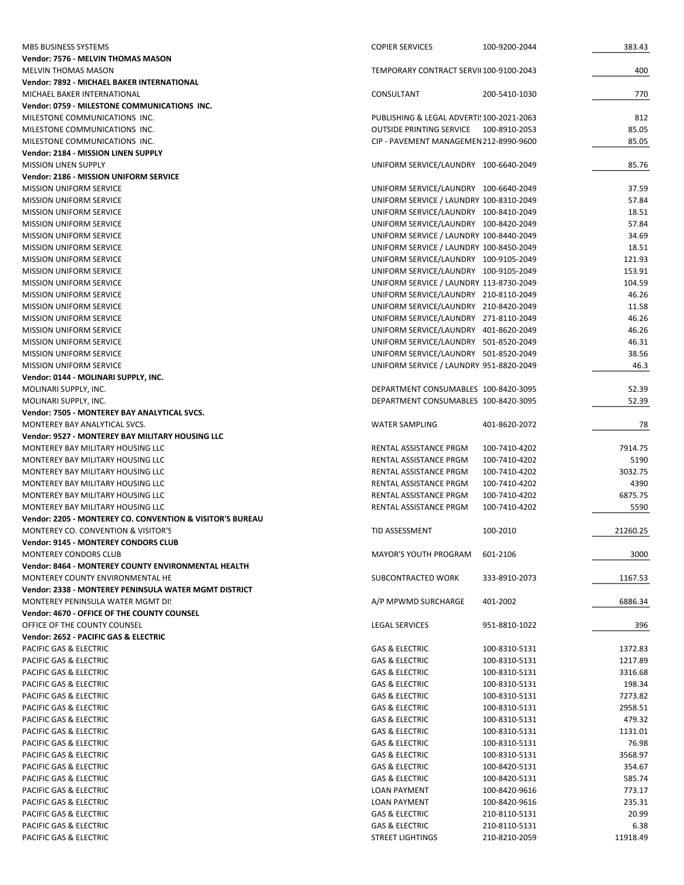| | | | |
|---|---|---|---|
| MBS BUSINESS SYSTEMS | COPIER SERVICES | 100-9200-2044 | 383.43 |
| **Vendor: 7576 - MELVIN THOMAS MASON** | | | |
| MELVIN THOMAS MASON | TEMPORARY CONTRACT SERVI( | 100-9100-2043 | 400 |
| **Vendor: 7892 - MICHAEL BAKER INTERNATIONAL** | | | |
| MICHAEL BAKER INTERNATIONAL | CONSULTANT | 200-5410-1030 | 770 |
| **Vendor: 0759 - MILESTONE COMMUNICATIONS INC.** | | | |
| MILESTONE COMMUNICATIONS INC. | PUBLISHING & LEGAL ADVERTI! | 100-2021-2063 | 812 |
| MILESTONE COMMUNICATIONS INC. | OUTSIDE PRINTING SERVICE | 100-8910-2053 | 85.05 |
| MILESTONE COMMUNICATIONS INC. | CIP - PAVEMENT MANAGEMEN | 212-8990-9600 | 85.05 |
| **Vendor: 2184 - MISSION LINEN SUPPLY** | | | |
| MISSION LINEN SUPPLY | UNIFORM SERVICE/LAUNDRY | 100-6640-2049 | 85.76 |
| **Vendor: 2186 - MISSION UNIFORM SERVICE** | | | |
| MISSION UNIFORM SERVICE | UNIFORM SERVICE/LAUNDRY | 100-6640-2049 | 37.59 |
| MISSION UNIFORM SERVICE | UNIFORM SERVICE / LAUNDRY | 100-8310-2049 | 57.84 |
| MISSION UNIFORM SERVICE | UNIFORM SERVICE/LAUNDRY | 100-8410-2049 | 18.51 |
| MISSION UNIFORM SERVICE | UNIFORM SERVICE/LAUNDRY | 100-8420-2049 | 57.84 |
| MISSION UNIFORM SERVICE | UNIFORM SERVICE / LAUNDRY | 100-8440-2049 | 34.69 |
| MISSION UNIFORM SERVICE | UNIFORM SERVICE / LAUNDRY | 100-8450-2049 | 18.51 |
| MISSION UNIFORM SERVICE | UNIFORM SERVICE/LAUNDRY | 100-9105-2049 | 121.93 |
| MISSION UNIFORM SERVICE | UNIFORM SERVICE/LAUNDRY | 100-9105-2049 | 153.91 |
| MISSION UNIFORM SERVICE | UNIFORM SERVICE / LAUNDRY | 113-8730-2049 | 104.59 |
| MISSION UNIFORM SERVICE | UNIFORM SERVICE/LAUNDRY | 210-8110-2049 | 46.26 |
| MISSION UNIFORM SERVICE | UNIFORM SERVICE/LAUNDRY | 210-8420-2049 | 11.58 |
| MISSION UNIFORM SERVICE | UNIFORM SERVICE/LAUNDRY | 271-8110-2049 | 46.26 |
| MISSION UNIFORM SERVICE | UNIFORM SERVICE/LAUNDRY | 401-8620-2049 | 46.26 |
| MISSION UNIFORM SERVICE | UNIFORM SERVICE/LAUNDRY | 501-8520-2049 | 46.31 |
| MISSION UNIFORM SERVICE | UNIFORM SERVICE/LAUNDRY | 501-8520-2049 | 38.56 |
| MISSION UNIFORM SERVICE | UNIFORM SERVICE / LAUNDRY | 951-8820-2049 | 46.3 |
| **Vendor: 0144 - MOLINARI SUPPLY, INC.** | | | |
| MOLINARI SUPPLY, INC. | DEPARTMENT CONSUMABLES | 100-8420-3095 | 52.39 |
| MOLINARI SUPPLY, INC. | DEPARTMENT CONSUMABLES | 100-8420-3095 | 52.39 |
| **Vendor: 7505 - MONTEREY BAY ANALYTICAL SVCS.** | | | |
| MONTEREY BAY ANALYTICAL SVCS. | WATER SAMPLING | 401-8620-2072 | 78 |
| **Vendor: 9527 - MONTEREY BAY MILITARY HOUSING LLC** | | | |
| MONTEREY BAY MILITARY HOUSING LLC | RENTAL ASSISTANCE PRGM | 100-7410-4202 | 7914.75 |
| MONTEREY BAY MILITARY HOUSING LLC | RENTAL ASSISTANCE PRGM | 100-7410-4202 | 5190 |
| MONTEREY BAY MILITARY HOUSING LLC | RENTAL ASSISTANCE PRGM | 100-7410-4202 | 3032.75 |
| MONTEREY BAY MILITARY HOUSING LLC | RENTAL ASSISTANCE PRGM | 100-7410-4202 | 4390 |
| MONTEREY BAY MILITARY HOUSING LLC | RENTAL ASSISTANCE PRGM | 100-7410-4202 | 6875.75 |
| MONTEREY BAY MILITARY HOUSING LLC | RENTAL ASSISTANCE PRGM | 100-7410-4202 | 5590 |
| **Vendor: 2205 - MONTEREY CO. CONVENTION & VISITOR'S BUREAU** | | | |
| MONTEREY CO. CONVENTION & VISITOR'S | TID ASSESSMENT | 100-2010 | 21260.25 |
| **Vendor: 9145 - MONTEREY CONDORS CLUB** | | | |
| MONTEREY CONDORS CLUB | MAYOR'S YOUTH PROGRAM | 601-2106 | 3000 |
| **Vendor: 8464 - MONTEREY COUNTY ENVIRONMENTAL HEALTH** | | | |
| MONTEREY COUNTY ENVIRONMENTAL HE | SUBCONTRACTED WORK | 333-8910-2073 | 1167.53 |
| **Vendor: 2338 - MONTEREY PENINSULA WATER MGMT DISTRICT** | | | |
| MONTEREY PENINSULA WATER MGMT DI! | A/P MPWMD SURCHARGE | 401-2002 | 6886.34 |
| **Vendor: 4670 - OFFICE OF THE COUNTY COUNSEL** | | | |
| OFFICE OF THE COUNTY COUNSEL | LEGAL SERVICES | 951-8810-1022 | 396 |
| **Vendor: 2652 - PACIFIC GAS & ELECTRIC** | | | |
| PACIFIC GAS & ELECTRIC | GAS & ELECTRIC | 100-8310-5131 | 1372.83 |
| PACIFIC GAS & ELECTRIC | GAS & ELECTRIC | 100-8310-5131 | 1217.89 |
| PACIFIC GAS & ELECTRIC | GAS & ELECTRIC | 100-8310-5131 | 3316.68 |
| PACIFIC GAS & ELECTRIC | GAS & ELECTRIC | 100-8310-5131 | 198.34 |
| PACIFIC GAS & ELECTRIC | GAS & ELECTRIC | 100-8310-5131 | 7273.82 |
| PACIFIC GAS & ELECTRIC | GAS & ELECTRIC | 100-8310-5131 | 2958.51 |
| PACIFIC GAS & ELECTRIC | GAS & ELECTRIC | 100-8310-5131 | 479.32 |
| PACIFIC GAS & ELECTRIC | GAS & ELECTRIC | 100-8310-5131 | 1131.01 |
| PACIFIC GAS & ELECTRIC | GAS & ELECTRIC | 100-8310-5131 | 76.98 |
| PACIFIC GAS & ELECTRIC | GAS & ELECTRIC | 100-8310-5131 | 3568.97 |
| PACIFIC GAS & ELECTRIC | GAS & ELECTRIC | 100-8420-5131 | 354.67 |
| PACIFIC GAS & ELECTRIC | GAS & ELECTRIC | 100-8420-5131 | 585.74 |
| PACIFIC GAS & ELECTRIC | LOAN PAYMENT | 100-8420-9616 | 773.17 |
| PACIFIC GAS & ELECTRIC | LOAN PAYMENT | 100-8420-9616 | 235.31 |
| PACIFIC GAS & ELECTRIC | GAS & ELECTRIC | 210-8110-5131 | 20.99 |
| PACIFIC GAS & ELECTRIC | GAS & ELECTRIC | 210-8110-5131 | 6.38 |
| PACIFIC GAS & ELECTRIC | STREET LIGHTINGS | 210-8210-2059 | 11918.49 |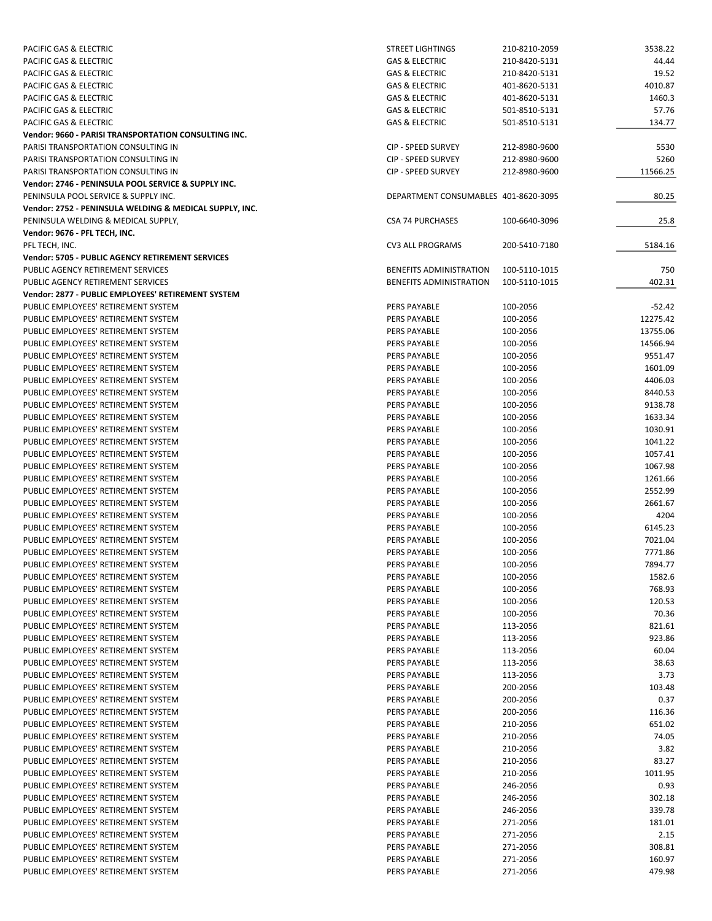| | | | |
|---|---|---|---|
| PACIFIC GAS & ELECTRIC | STREET LIGHTINGS | 210-8210-2059 | 3538.22 |
| PACIFIC GAS & ELECTRIC | GAS & ELECTRIC | 210-8420-5131 | 44.44 |
| PACIFIC GAS & ELECTRIC | GAS & ELECTRIC | 210-8420-5131 | 19.52 |
| PACIFIC GAS & ELECTRIC | GAS & ELECTRIC | 401-8620-5131 | 4010.87 |
| PACIFIC GAS & ELECTRIC | GAS & ELECTRIC | 401-8620-5131 | 1460.3 |
| PACIFIC GAS & ELECTRIC | GAS & ELECTRIC | 501-8510-5131 | 57.76 |
| PACIFIC GAS & ELECTRIC | GAS & ELECTRIC | 501-8510-5131 | 134.77 |
| **Vendor: 9660 - PARISI TRANSPORTATION CONSULTING INC.** | | | |
| PARISI TRANSPORTATION CONSULTING IN | CIP - SPEED SURVEY | 212-8980-9600 | 5530 |
| PARISI TRANSPORTATION CONSULTING IN | CIP - SPEED SURVEY | 212-8980-9600 | 5260 |
| PARISI TRANSPORTATION CONSULTING IN | CIP - SPEED SURVEY | 212-8980-9600 | 11566.25 |
| **Vendor: 2746 - PENINSULA POOL SERVICE & SUPPLY INC.** | | | |
| PENINSULA POOL SERVICE & SUPPLY INC. | DEPARTMENT CONSUMABLES | 401-8620-3095 | 80.25 |
| **Vendor: 2752 - PENINSULA WELDING & MEDICAL SUPPLY, INC.** | | | |
| PENINSULA WELDING & MEDICAL SUPPLY, | CSA 74 PURCHASES | 100-6640-3096 | 25.8 |
| **Vendor: 9676 - PFL TECH, INC.** | | | |
| PFL TECH, INC. | CV3 ALL PROGRAMS | 200-5410-7180 | 5184.16 |
| **Vendor: 5705 - PUBLIC AGENCY RETIREMENT SERVICES** | | | |
| PUBLIC AGENCY RETIREMENT SERVICES | BENEFITS ADMINISTRATION | 100-5110-1015 | 750 |
| PUBLIC AGENCY RETIREMENT SERVICES | BENEFITS ADMINISTRATION | 100-5110-1015 | 402.31 |
| **Vendor: 2877 - PUBLIC EMPLOYEES' RETIREMENT SYSTEM** | | | |
| PUBLIC EMPLOYEES' RETIREMENT SYSTEM | PERS PAYABLE | 100-2056 | -52.42 |
| PUBLIC EMPLOYEES' RETIREMENT SYSTEM | PERS PAYABLE | 100-2056 | 12275.42 |
| PUBLIC EMPLOYEES' RETIREMENT SYSTEM | PERS PAYABLE | 100-2056 | 13755.06 |
| PUBLIC EMPLOYEES' RETIREMENT SYSTEM | PERS PAYABLE | 100-2056 | 14566.94 |
| PUBLIC EMPLOYEES' RETIREMENT SYSTEM | PERS PAYABLE | 100-2056 | 9551.47 |
| PUBLIC EMPLOYEES' RETIREMENT SYSTEM | PERS PAYABLE | 100-2056 | 1601.09 |
| PUBLIC EMPLOYEES' RETIREMENT SYSTEM | PERS PAYABLE | 100-2056 | 4406.03 |
| PUBLIC EMPLOYEES' RETIREMENT SYSTEM | PERS PAYABLE | 100-2056 | 8440.53 |
| PUBLIC EMPLOYEES' RETIREMENT SYSTEM | PERS PAYABLE | 100-2056 | 9138.78 |
| PUBLIC EMPLOYEES' RETIREMENT SYSTEM | PERS PAYABLE | 100-2056 | 1633.34 |
| PUBLIC EMPLOYEES' RETIREMENT SYSTEM | PERS PAYABLE | 100-2056 | 1030.91 |
| PUBLIC EMPLOYEES' RETIREMENT SYSTEM | PERS PAYABLE | 100-2056 | 1041.22 |
| PUBLIC EMPLOYEES' RETIREMENT SYSTEM | PERS PAYABLE | 100-2056 | 1057.41 |
| PUBLIC EMPLOYEES' RETIREMENT SYSTEM | PERS PAYABLE | 100-2056 | 1067.98 |
| PUBLIC EMPLOYEES' RETIREMENT SYSTEM | PERS PAYABLE | 100-2056 | 1261.66 |
| PUBLIC EMPLOYEES' RETIREMENT SYSTEM | PERS PAYABLE | 100-2056 | 2552.99 |
| PUBLIC EMPLOYEES' RETIREMENT SYSTEM | PERS PAYABLE | 100-2056 | 2661.67 |
| PUBLIC EMPLOYEES' RETIREMENT SYSTEM | PERS PAYABLE | 100-2056 | 4204 |
| PUBLIC EMPLOYEES' RETIREMENT SYSTEM | PERS PAYABLE | 100-2056 | 6145.23 |
| PUBLIC EMPLOYEES' RETIREMENT SYSTEM | PERS PAYABLE | 100-2056 | 7021.04 |
| PUBLIC EMPLOYEES' RETIREMENT SYSTEM | PERS PAYABLE | 100-2056 | 7771.86 |
| PUBLIC EMPLOYEES' RETIREMENT SYSTEM | PERS PAYABLE | 100-2056 | 7894.77 |
| PUBLIC EMPLOYEES' RETIREMENT SYSTEM | PERS PAYABLE | 100-2056 | 1582.6 |
| PUBLIC EMPLOYEES' RETIREMENT SYSTEM | PERS PAYABLE | 100-2056 | 768.93 |
| PUBLIC EMPLOYEES' RETIREMENT SYSTEM | PERS PAYABLE | 100-2056 | 120.53 |
| PUBLIC EMPLOYEES' RETIREMENT SYSTEM | PERS PAYABLE | 100-2056 | 70.36 |
| PUBLIC EMPLOYEES' RETIREMENT SYSTEM | PERS PAYABLE | 113-2056 | 821.61 |
| PUBLIC EMPLOYEES' RETIREMENT SYSTEM | PERS PAYABLE | 113-2056 | 923.86 |
| PUBLIC EMPLOYEES' RETIREMENT SYSTEM | PERS PAYABLE | 113-2056 | 60.04 |
| PUBLIC EMPLOYEES' RETIREMENT SYSTEM | PERS PAYABLE | 113-2056 | 38.63 |
| PUBLIC EMPLOYEES' RETIREMENT SYSTEM | PERS PAYABLE | 113-2056 | 3.73 |
| PUBLIC EMPLOYEES' RETIREMENT SYSTEM | PERS PAYABLE | 200-2056 | 103.48 |
| PUBLIC EMPLOYEES' RETIREMENT SYSTEM | PERS PAYABLE | 200-2056 | 0.37 |
| PUBLIC EMPLOYEES' RETIREMENT SYSTEM | PERS PAYABLE | 200-2056 | 116.36 |
| PUBLIC EMPLOYEES' RETIREMENT SYSTEM | PERS PAYABLE | 210-2056 | 651.02 |
| PUBLIC EMPLOYEES' RETIREMENT SYSTEM | PERS PAYABLE | 210-2056 | 74.05 |
| PUBLIC EMPLOYEES' RETIREMENT SYSTEM | PERS PAYABLE | 210-2056 | 3.82 |
| PUBLIC EMPLOYEES' RETIREMENT SYSTEM | PERS PAYABLE | 210-2056 | 83.27 |
| PUBLIC EMPLOYEES' RETIREMENT SYSTEM | PERS PAYABLE | 210-2056 | 1011.95 |
| PUBLIC EMPLOYEES' RETIREMENT SYSTEM | PERS PAYABLE | 246-2056 | 0.93 |
| PUBLIC EMPLOYEES' RETIREMENT SYSTEM | PERS PAYABLE | 246-2056 | 302.18 |
| PUBLIC EMPLOYEES' RETIREMENT SYSTEM | PERS PAYABLE | 246-2056 | 339.78 |
| PUBLIC EMPLOYEES' RETIREMENT SYSTEM | PERS PAYABLE | 271-2056 | 181.01 |
| PUBLIC EMPLOYEES' RETIREMENT SYSTEM | PERS PAYABLE | 271-2056 | 2.15 |
| PUBLIC EMPLOYEES' RETIREMENT SYSTEM | PERS PAYABLE | 271-2056 | 308.81 |
| PUBLIC EMPLOYEES' RETIREMENT SYSTEM | PERS PAYABLE | 271-2056 | 160.97 |
| PUBLIC EMPLOYEES' RETIREMENT SYSTEM | PERS PAYABLE | 271-2056 | 479.98 |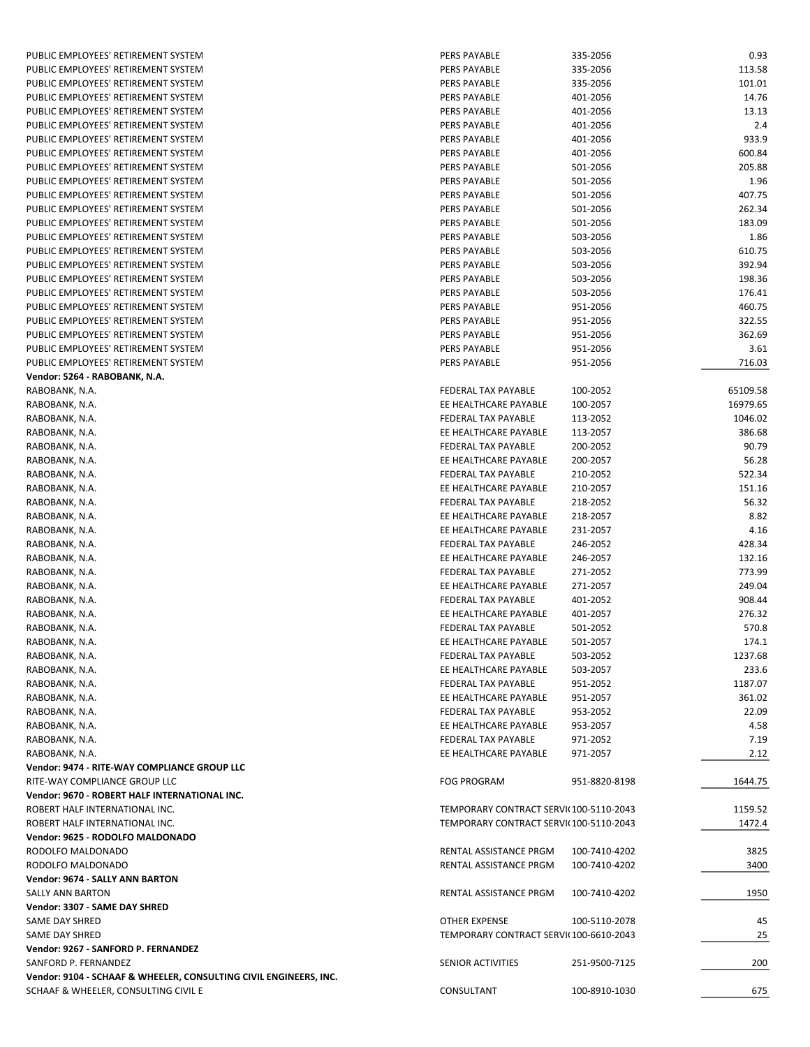| Vendor | Description | Account | Amount |
|---|---|---|---|
| PUBLIC EMPLOYEES' RETIREMENT SYSTEM | PERS PAYABLE | 335-2056 | 0.93 |
| PUBLIC EMPLOYEES' RETIREMENT SYSTEM | PERS PAYABLE | 335-2056 | 113.58 |
| PUBLIC EMPLOYEES' RETIREMENT SYSTEM | PERS PAYABLE | 335-2056 | 101.01 |
| PUBLIC EMPLOYEES' RETIREMENT SYSTEM | PERS PAYABLE | 401-2056 | 14.76 |
| PUBLIC EMPLOYEES' RETIREMENT SYSTEM | PERS PAYABLE | 401-2056 | 13.13 |
| PUBLIC EMPLOYEES' RETIREMENT SYSTEM | PERS PAYABLE | 401-2056 | 2.4 |
| PUBLIC EMPLOYEES' RETIREMENT SYSTEM | PERS PAYABLE | 401-2056 | 933.9 |
| PUBLIC EMPLOYEES' RETIREMENT SYSTEM | PERS PAYABLE | 401-2056 | 600.84 |
| PUBLIC EMPLOYEES' RETIREMENT SYSTEM | PERS PAYABLE | 501-2056 | 205.88 |
| PUBLIC EMPLOYEES' RETIREMENT SYSTEM | PERS PAYABLE | 501-2056 | 1.96 |
| PUBLIC EMPLOYEES' RETIREMENT SYSTEM | PERS PAYABLE | 501-2056 | 407.75 |
| PUBLIC EMPLOYEES' RETIREMENT SYSTEM | PERS PAYABLE | 501-2056 | 262.34 |
| PUBLIC EMPLOYEES' RETIREMENT SYSTEM | PERS PAYABLE | 501-2056 | 183.09 |
| PUBLIC EMPLOYEES' RETIREMENT SYSTEM | PERS PAYABLE | 503-2056 | 1.86 |
| PUBLIC EMPLOYEES' RETIREMENT SYSTEM | PERS PAYABLE | 503-2056 | 610.75 |
| PUBLIC EMPLOYEES' RETIREMENT SYSTEM | PERS PAYABLE | 503-2056 | 392.94 |
| PUBLIC EMPLOYEES' RETIREMENT SYSTEM | PERS PAYABLE | 503-2056 | 198.36 |
| PUBLIC EMPLOYEES' RETIREMENT SYSTEM | PERS PAYABLE | 503-2056 | 176.41 |
| PUBLIC EMPLOYEES' RETIREMENT SYSTEM | PERS PAYABLE | 951-2056 | 460.75 |
| PUBLIC EMPLOYEES' RETIREMENT SYSTEM | PERS PAYABLE | 951-2056 | 322.55 |
| PUBLIC EMPLOYEES' RETIREMENT SYSTEM | PERS PAYABLE | 951-2056 | 362.69 |
| PUBLIC EMPLOYEES' RETIREMENT SYSTEM | PERS PAYABLE | 951-2056 | 3.61 |
| PUBLIC EMPLOYEES' RETIREMENT SYSTEM | PERS PAYABLE | 951-2056 | 716.03 |
| **Vendor: 5264 - RABOBANK, N.A.** | | | |
| RABOBANK, N.A. | FEDERAL TAX PAYABLE | 100-2052 | 65109.58 |
| RABOBANK, N.A. | EE HEALTHCARE PAYABLE | 100-2057 | 16979.65 |
| RABOBANK, N.A. | FEDERAL TAX PAYABLE | 113-2052 | 1046.02 |
| RABOBANK, N.A. | EE HEALTHCARE PAYABLE | 113-2057 | 386.68 |
| RABOBANK, N.A. | FEDERAL TAX PAYABLE | 200-2052 | 90.79 |
| RABOBANK, N.A. | EE HEALTHCARE PAYABLE | 200-2057 | 56.28 |
| RABOBANK, N.A. | FEDERAL TAX PAYABLE | 210-2052 | 522.34 |
| RABOBANK, N.A. | EE HEALTHCARE PAYABLE | 210-2057 | 151.16 |
| RABOBANK, N.A. | FEDERAL TAX PAYABLE | 218-2052 | 56.32 |
| RABOBANK, N.A. | EE HEALTHCARE PAYABLE | 218-2057 | 8.82 |
| RABOBANK, N.A. | EE HEALTHCARE PAYABLE | 231-2057 | 4.16 |
| RABOBANK, N.A. | FEDERAL TAX PAYABLE | 246-2052 | 428.34 |
| RABOBANK, N.A. | EE HEALTHCARE PAYABLE | 246-2057 | 132.16 |
| RABOBANK, N.A. | FEDERAL TAX PAYABLE | 271-2052 | 773.99 |
| RABOBANK, N.A. | EE HEALTHCARE PAYABLE | 271-2057 | 249.04 |
| RABOBANK, N.A. | FEDERAL TAX PAYABLE | 401-2052 | 908.44 |
| RABOBANK, N.A. | EE HEALTHCARE PAYABLE | 401-2057 | 276.32 |
| RABOBANK, N.A. | FEDERAL TAX PAYABLE | 501-2052 | 570.8 |
| RABOBANK, N.A. | EE HEALTHCARE PAYABLE | 501-2057 | 174.1 |
| RABOBANK, N.A. | FEDERAL TAX PAYABLE | 503-2052 | 1237.68 |
| RABOBANK, N.A. | EE HEALTHCARE PAYABLE | 503-2057 | 233.6 |
| RABOBANK, N.A. | FEDERAL TAX PAYABLE | 951-2052 | 1187.07 |
| RABOBANK, N.A. | EE HEALTHCARE PAYABLE | 951-2057 | 361.02 |
| RABOBANK, N.A. | FEDERAL TAX PAYABLE | 953-2052 | 22.09 |
| RABOBANK, N.A. | EE HEALTHCARE PAYABLE | 953-2057 | 4.58 |
| RABOBANK, N.A. | FEDERAL TAX PAYABLE | 971-2052 | 7.19 |
| RABOBANK, N.A. | EE HEALTHCARE PAYABLE | 971-2057 | 2.12 |
| **Vendor: 9474 - RITE-WAY COMPLIANCE GROUP LLC** | | | |
| RITE-WAY COMPLIANCE GROUP LLC | FOG PROGRAM | 951-8820-8198 | 1644.75 |
| **Vendor: 9670 - ROBERT HALF INTERNATIONAL INC.** | | | |
| ROBERT HALF INTERNATIONAL INC. | TEMPORARY CONTRACT SERVI( | 100-5110-2043 | 1159.52 |
| ROBERT HALF INTERNATIONAL INC. | TEMPORARY CONTRACT SERVI( | 100-5110-2043 | 1472.4 |
| **Vendor: 9625 - RODOLFO MALDONADO** | | | |
| RODOLFO MALDONADO | RENTAL ASSISTANCE PRGM | 100-7410-4202 | 3825 |
| RODOLFO MALDONADO | RENTAL ASSISTANCE PRGM | 100-7410-4202 | 3400 |
| **Vendor: 9674 - SALLY ANN BARTON** | | | |
| SALLY ANN BARTON | RENTAL ASSISTANCE PRGM | 100-7410-4202 | 1950 |
| **Vendor: 3307 - SAME DAY SHRED** | | | |
| SAME DAY SHRED | OTHER EXPENSE | 100-5110-2078 | 45 |
| SAME DAY SHRED | TEMPORARY CONTRACT SERVI( | 100-6610-2043 | 25 |
| **Vendor: 9267 - SANFORD P. FERNANDEZ** | | | |
| SANFORD P. FERNANDEZ | SENIOR ACTIVITIES | 251-9500-7125 | 200 |
| **Vendor: 9104 - SCHAAF & WHEELER, CONSULTING CIVIL ENGINEERS, INC.** | | | |
| SCHAAF & WHEELER, CONSULTING CIVIL E | CONSULTANT | 100-8910-1030 | 675 |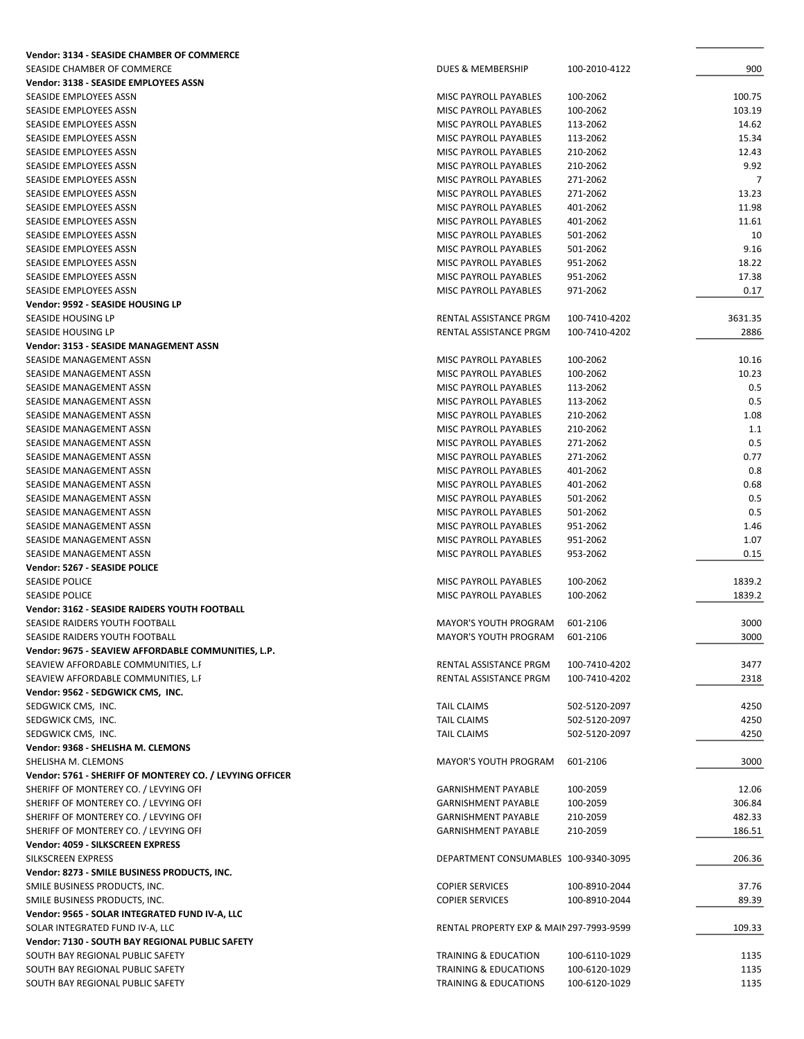| | | | |
|---|---|---|---|
| **Vendor: 3134 - SEASIDE CHAMBER OF COMMERCE** | | | |
| SEASIDE CHAMBER OF COMMERCE | DUES & MEMBERSHIP | 100-2010-4122 | 900 |
| **Vendor: 3138 - SEASIDE EMPLOYEES ASSN** | | | |
| SEASIDE EMPLOYEES ASSN | MISC PAYROLL PAYABLES | 100-2062 | 100.75 |
| SEASIDE EMPLOYEES ASSN | MISC PAYROLL PAYABLES | 100-2062 | 103.19 |
| SEASIDE EMPLOYEES ASSN | MISC PAYROLL PAYABLES | 113-2062 | 14.62 |
| SEASIDE EMPLOYEES ASSN | MISC PAYROLL PAYABLES | 113-2062 | 15.34 |
| SEASIDE EMPLOYEES ASSN | MISC PAYROLL PAYABLES | 210-2062 | 12.43 |
| SEASIDE EMPLOYEES ASSN | MISC PAYROLL PAYABLES | 210-2062 | 9.92 |
| SEASIDE EMPLOYEES ASSN | MISC PAYROLL PAYABLES | 271-2062 | 7 |
| SEASIDE EMPLOYEES ASSN | MISC PAYROLL PAYABLES | 271-2062 | 13.23 |
| SEASIDE EMPLOYEES ASSN | MISC PAYROLL PAYABLES | 401-2062 | 11.98 |
| SEASIDE EMPLOYEES ASSN | MISC PAYROLL PAYABLES | 401-2062 | 11.61 |
| SEASIDE EMPLOYEES ASSN | MISC PAYROLL PAYABLES | 501-2062 | 10 |
| SEASIDE EMPLOYEES ASSN | MISC PAYROLL PAYABLES | 501-2062 | 9.16 |
| SEASIDE EMPLOYEES ASSN | MISC PAYROLL PAYABLES | 951-2062 | 18.22 |
| SEASIDE EMPLOYEES ASSN | MISC PAYROLL PAYABLES | 951-2062 | 17.38 |
| SEASIDE EMPLOYEES ASSN | MISC PAYROLL PAYABLES | 971-2062 | 0.17 |
| **Vendor: 9592 - SEASIDE HOUSING LP** | | | |
| SEASIDE HOUSING LP | RENTAL ASSISTANCE PRGM | 100-7410-4202 | 3631.35 |
| SEASIDE HOUSING LP | RENTAL ASSISTANCE PRGM | 100-7410-4202 | 2886 |
| **Vendor: 3153 - SEASIDE MANAGEMENT ASSN** | | | |
| SEASIDE MANAGEMENT ASSN | MISC PAYROLL PAYABLES | 100-2062 | 10.16 |
| SEASIDE MANAGEMENT ASSN | MISC PAYROLL PAYABLES | 100-2062 | 10.23 |
| SEASIDE MANAGEMENT ASSN | MISC PAYROLL PAYABLES | 113-2062 | 0.5 |
| SEASIDE MANAGEMENT ASSN | MISC PAYROLL PAYABLES | 113-2062 | 0.5 |
| SEASIDE MANAGEMENT ASSN | MISC PAYROLL PAYABLES | 210-2062 | 1.08 |
| SEASIDE MANAGEMENT ASSN | MISC PAYROLL PAYABLES | 210-2062 | 1.1 |
| SEASIDE MANAGEMENT ASSN | MISC PAYROLL PAYABLES | 271-2062 | 0.5 |
| SEASIDE MANAGEMENT ASSN | MISC PAYROLL PAYABLES | 271-2062 | 0.77 |
| SEASIDE MANAGEMENT ASSN | MISC PAYROLL PAYABLES | 401-2062 | 0.8 |
| SEASIDE MANAGEMENT ASSN | MISC PAYROLL PAYABLES | 401-2062 | 0.68 |
| SEASIDE MANAGEMENT ASSN | MISC PAYROLL PAYABLES | 501-2062 | 0.5 |
| SEASIDE MANAGEMENT ASSN | MISC PAYROLL PAYABLES | 501-2062 | 0.5 |
| SEASIDE MANAGEMENT ASSN | MISC PAYROLL PAYABLES | 951-2062 | 1.46 |
| SEASIDE MANAGEMENT ASSN | MISC PAYROLL PAYABLES | 951-2062 | 1.07 |
| SEASIDE MANAGEMENT ASSN | MISC PAYROLL PAYABLES | 953-2062 | 0.15 |
| **Vendor: 5267 - SEASIDE POLICE** | | | |
| SEASIDE POLICE | MISC PAYROLL PAYABLES | 100-2062 | 1839.2 |
| SEASIDE POLICE | MISC PAYROLL PAYABLES | 100-2062 | 1839.2 |
| **Vendor: 3162 - SEASIDE RAIDERS YOUTH FOOTBALL** | | | |
| SEASIDE RAIDERS YOUTH FOOTBALL | MAYOR'S YOUTH PROGRAM | 601-2106 | 3000 |
| SEASIDE RAIDERS YOUTH FOOTBALL | MAYOR'S YOUTH PROGRAM | 601-2106 | 3000 |
| **Vendor: 9675 - SEAVIEW AFFORDABLE COMMUNITIES, L.P.** | | | |
| SEAVIEW AFFORDABLE COMMUNITIES, L.I | RENTAL ASSISTANCE PRGM | 100-7410-4202 | 3477 |
| SEAVIEW AFFORDABLE COMMUNITIES, L.I | RENTAL ASSISTANCE PRGM | 100-7410-4202 | 2318 |
| **Vendor: 9562 - SEDGWICK CMS, INC.** | | | |
| SEDGWICK CMS, INC. | TAIL CLAIMS | 502-5120-2097 | 4250 |
| SEDGWICK CMS, INC. | TAIL CLAIMS | 502-5120-2097 | 4250 |
| SEDGWICK CMS, INC. | TAIL CLAIMS | 502-5120-2097 | 4250 |
| **Vendor: 9368 - SHELISHA M. CLEMONS** | | | |
| SHELISHA M. CLEMONS | MAYOR'S YOUTH PROGRAM | 601-2106 | 3000 |
| **Vendor: 5761 - SHERIFF OF MONTEREY CO. / LEVYING OFFICER** | | | |
| SHERIFF OF MONTEREY CO. / LEVYING OFI | GARNISHMENT PAYABLE | 100-2059 | 12.06 |
| SHERIFF OF MONTEREY CO. / LEVYING OFI | GARNISHMENT PAYABLE | 100-2059 | 306.84 |
| SHERIFF OF MONTEREY CO. / LEVYING OFI | GARNISHMENT PAYABLE | 210-2059 | 482.33 |
| SHERIFF OF MONTEREY CO. / LEVYING OFI | GARNISHMENT PAYABLE | 210-2059 | 186.51 |
| **Vendor: 4059 - SILKSCREEN EXPRESS** | | | |
| SILKSCREEN EXPRESS | DEPARTMENT CONSUMABLES | 100-9340-3095 | 206.36 |
| **Vendor: 8273 - SMILE BUSINESS PRODUCTS, INC.** | | | |
| SMILE BUSINESS PRODUCTS, INC. | COPIER SERVICES | 100-8910-2044 | 37.76 |
| SMILE BUSINESS PRODUCTS, INC. | COPIER SERVICES | 100-8910-2044 | 89.39 |
| **Vendor: 9565 - SOLAR INTEGRATED FUND IV-A, LLC** | | | |
| SOLAR INTEGRATED FUND IV-A, LLC | RENTAL PROPERTY EXP & MAIN | 297-7993-9599 | 109.33 |
| **Vendor: 7130 - SOUTH BAY REGIONAL PUBLIC SAFETY** | | | |
| SOUTH BAY REGIONAL PUBLIC SAFETY | TRAINING & EDUCATION | 100-6110-1029 | 1135 |
| SOUTH BAY REGIONAL PUBLIC SAFETY | TRAINING & EDUCATIONS | 100-6120-1029 | 1135 |
| SOUTH BAY REGIONAL PUBLIC SAFETY | TRAINING & EDUCATIONS | 100-6120-1029 | 1135 |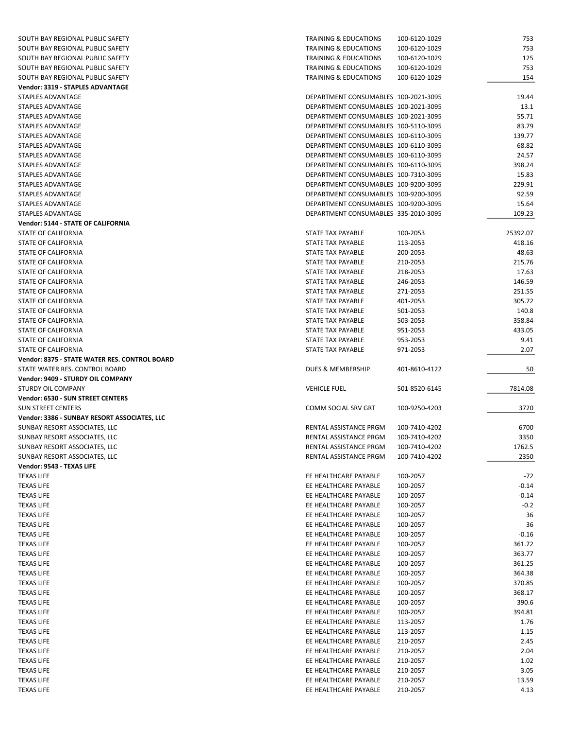| | | | |
|---|---|---|---|
| SOUTH BAY REGIONAL PUBLIC SAFETY | TRAINING & EDUCATIONS | 100-6120-1029 | 753 |
| SOUTH BAY REGIONAL PUBLIC SAFETY | TRAINING & EDUCATIONS | 100-6120-1029 | 753 |
| SOUTH BAY REGIONAL PUBLIC SAFETY | TRAINING & EDUCATIONS | 100-6120-1029 | 125 |
| SOUTH BAY REGIONAL PUBLIC SAFETY | TRAINING & EDUCATIONS | 100-6120-1029 | 753 |
| SOUTH BAY REGIONAL PUBLIC SAFETY | TRAINING & EDUCATIONS | 100-6120-1029 | 154 |
| **Vendor: 3319 - STAPLES ADVANTAGE** | | | |
| STAPLES ADVANTAGE | DEPARTMENT CONSUMABLES | 100-2021-3095 | 19.44 |
| STAPLES ADVANTAGE | DEPARTMENT CONSUMABLES | 100-2021-3095 | 13.1 |
| STAPLES ADVANTAGE | DEPARTMENT CONSUMABLES | 100-2021-3095 | 55.71 |
| STAPLES ADVANTAGE | DEPARTMENT CONSUMABLES | 100-5110-3095 | 83.79 |
| STAPLES ADVANTAGE | DEPARTMENT CONSUMABLES | 100-6110-3095 | 139.77 |
| STAPLES ADVANTAGE | DEPARTMENT CONSUMABLES | 100-6110-3095 | 68.82 |
| STAPLES ADVANTAGE | DEPARTMENT CONSUMABLES | 100-6110-3095 | 24.57 |
| STAPLES ADVANTAGE | DEPARTMENT CONSUMABLES | 100-6110-3095 | 398.24 |
| STAPLES ADVANTAGE | DEPARTMENT CONSUMABLES | 100-7310-3095 | 15.83 |
| STAPLES ADVANTAGE | DEPARTMENT CONSUMABLES | 100-9200-3095 | 229.91 |
| STAPLES ADVANTAGE | DEPARTMENT CONSUMABLES | 100-9200-3095 | 92.59 |
| STAPLES ADVANTAGE | DEPARTMENT CONSUMABLES | 100-9200-3095 | 15.64 |
| STAPLES ADVANTAGE | DEPARTMENT CONSUMABLES | 335-2010-3095 | 109.23 |
| **Vendor: 5144 - STATE OF CALIFORNIA** | | | |
| STATE OF CALIFORNIA | STATE TAX PAYABLE | 100-2053 | 25392.07 |
| STATE OF CALIFORNIA | STATE TAX PAYABLE | 113-2053 | 418.16 |
| STATE OF CALIFORNIA | STATE TAX PAYABLE | 200-2053 | 48.63 |
| STATE OF CALIFORNIA | STATE TAX PAYABLE | 210-2053 | 215.76 |
| STATE OF CALIFORNIA | STATE TAX PAYABLE | 218-2053 | 17.63 |
| STATE OF CALIFORNIA | STATE TAX PAYABLE | 246-2053 | 146.59 |
| STATE OF CALIFORNIA | STATE TAX PAYABLE | 271-2053 | 251.55 |
| STATE OF CALIFORNIA | STATE TAX PAYABLE | 401-2053 | 305.72 |
| STATE OF CALIFORNIA | STATE TAX PAYABLE | 501-2053 | 140.8 |
| STATE OF CALIFORNIA | STATE TAX PAYABLE | 503-2053 | 358.84 |
| STATE OF CALIFORNIA | STATE TAX PAYABLE | 951-2053 | 433.05 |
| STATE OF CALIFORNIA | STATE TAX PAYABLE | 953-2053 | 9.41 |
| STATE OF CALIFORNIA | STATE TAX PAYABLE | 971-2053 | 2.07 |
| **Vendor: 8375 - STATE WATER RES. CONTROL BOARD** | | | |
| STATE WATER RES. CONTROL BOARD | DUES & MEMBERSHIP | 401-8610-4122 | 50 |
| **Vendor: 9409 - STURDY OIL COMPANY** | | | |
| STURDY OIL COMPANY | VEHICLE FUEL | 501-8520-6145 | 7814.08 |
| **Vendor: 6530 - SUN STREET CENTERS** | | | |
| SUN STREET CENTERS | COMM SOCIAL SRV GRT | 100-9250-4203 | 3720 |
| **Vendor: 3386 - SUNBAY RESORT ASSOCIATES, LLC** | | | |
| SUNBAY RESORT ASSOCIATES, LLC | RENTAL ASSISTANCE PRGM | 100-7410-4202 | 6700 |
| SUNBAY RESORT ASSOCIATES, LLC | RENTAL ASSISTANCE PRGM | 100-7410-4202 | 3350 |
| SUNBAY RESORT ASSOCIATES, LLC | RENTAL ASSISTANCE PRGM | 100-7410-4202 | 1762.5 |
| SUNBAY RESORT ASSOCIATES, LLC | RENTAL ASSISTANCE PRGM | 100-7410-4202 | 2350 |
| **Vendor: 9543 - TEXAS LIFE** | | | |
| TEXAS LIFE | EE HEALTHCARE PAYABLE | 100-2057 | -72 |
| TEXAS LIFE | EE HEALTHCARE PAYABLE | 100-2057 | -0.14 |
| TEXAS LIFE | EE HEALTHCARE PAYABLE | 100-2057 | -0.14 |
| TEXAS LIFE | EE HEALTHCARE PAYABLE | 100-2057 | -0.2 |
| TEXAS LIFE | EE HEALTHCARE PAYABLE | 100-2057 | 36 |
| TEXAS LIFE | EE HEALTHCARE PAYABLE | 100-2057 | 36 |
| TEXAS LIFE | EE HEALTHCARE PAYABLE | 100-2057 | -0.16 |
| TEXAS LIFE | EE HEALTHCARE PAYABLE | 100-2057 | 361.72 |
| TEXAS LIFE | EE HEALTHCARE PAYABLE | 100-2057 | 363.77 |
| TEXAS LIFE | EE HEALTHCARE PAYABLE | 100-2057 | 361.25 |
| TEXAS LIFE | EE HEALTHCARE PAYABLE | 100-2057 | 364.38 |
| TEXAS LIFE | EE HEALTHCARE PAYABLE | 100-2057 | 370.85 |
| TEXAS LIFE | EE HEALTHCARE PAYABLE | 100-2057 | 368.17 |
| TEXAS LIFE | EE HEALTHCARE PAYABLE | 100-2057 | 390.6 |
| TEXAS LIFE | EE HEALTHCARE PAYABLE | 100-2057 | 394.81 |
| TEXAS LIFE | EE HEALTHCARE PAYABLE | 113-2057 | 1.76 |
| TEXAS LIFE | EE HEALTHCARE PAYABLE | 113-2057 | 1.15 |
| TEXAS LIFE | EE HEALTHCARE PAYABLE | 210-2057 | 2.45 |
| TEXAS LIFE | EE HEALTHCARE PAYABLE | 210-2057 | 2.04 |
| TEXAS LIFE | EE HEALTHCARE PAYABLE | 210-2057 | 1.02 |
| TEXAS LIFE | EE HEALTHCARE PAYABLE | 210-2057 | 3.05 |
| TEXAS LIFE | EE HEALTHCARE PAYABLE | 210-2057 | 13.59 |
| TEXAS LIFE | EE HEALTHCARE PAYABLE | 210-2057 | 4.13 |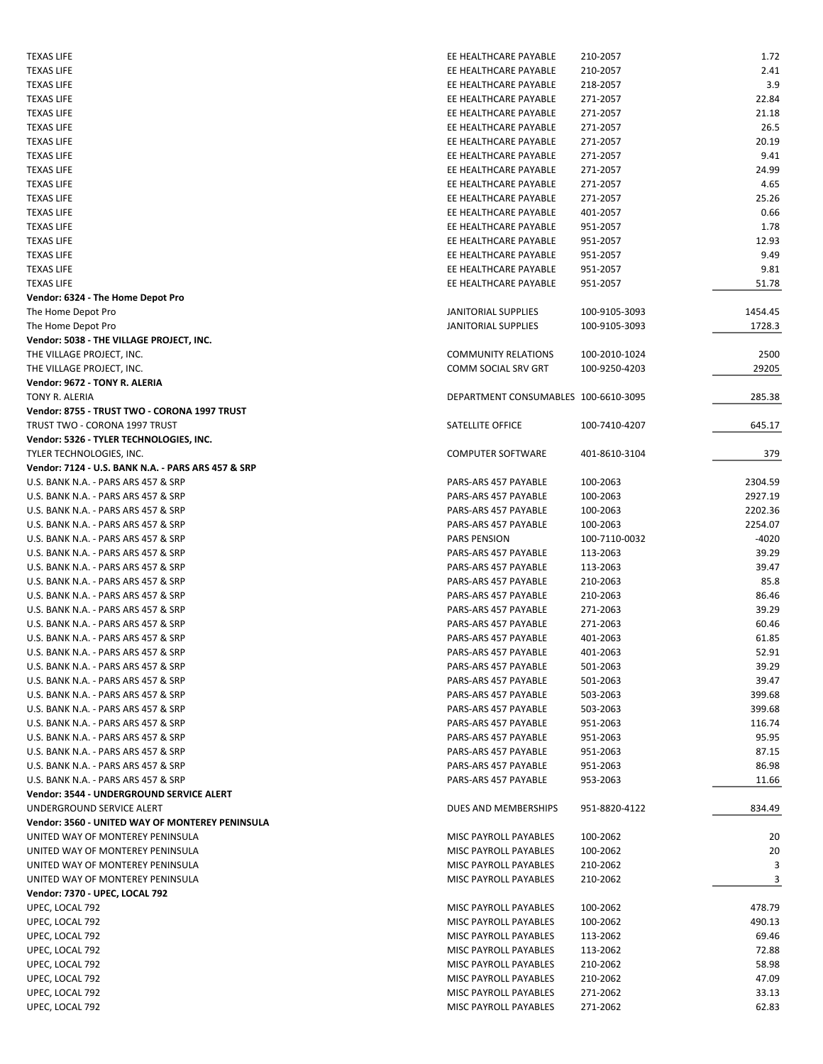| | | | |
|---|---|---|---|
| TEXAS LIFE | EE HEALTHCARE PAYABLE | 210-2057 | 1.72 |
| TEXAS LIFE | EE HEALTHCARE PAYABLE | 210-2057 | 2.41 |
| TEXAS LIFE | EE HEALTHCARE PAYABLE | 218-2057 | 3.9 |
| TEXAS LIFE | EE HEALTHCARE PAYABLE | 271-2057 | 22.84 |
| TEXAS LIFE | EE HEALTHCARE PAYABLE | 271-2057 | 21.18 |
| TEXAS LIFE | EE HEALTHCARE PAYABLE | 271-2057 | 26.5 |
| TEXAS LIFE | EE HEALTHCARE PAYABLE | 271-2057 | 20.19 |
| TEXAS LIFE | EE HEALTHCARE PAYABLE | 271-2057 | 9.41 |
| TEXAS LIFE | EE HEALTHCARE PAYABLE | 271-2057 | 24.99 |
| TEXAS LIFE | EE HEALTHCARE PAYABLE | 271-2057 | 4.65 |
| TEXAS LIFE | EE HEALTHCARE PAYABLE | 271-2057 | 25.26 |
| TEXAS LIFE | EE HEALTHCARE PAYABLE | 401-2057 | 0.66 |
| TEXAS LIFE | EE HEALTHCARE PAYABLE | 951-2057 | 1.78 |
| TEXAS LIFE | EE HEALTHCARE PAYABLE | 951-2057 | 12.93 |
| TEXAS LIFE | EE HEALTHCARE PAYABLE | 951-2057 | 9.49 |
| TEXAS LIFE | EE HEALTHCARE PAYABLE | 951-2057 | 9.81 |
| TEXAS LIFE | EE HEALTHCARE PAYABLE | 951-2057 | 51.78 |
| **Vendor: 6324 - The Home Depot Pro** | | | |
| The Home Depot Pro | JANITORIAL SUPPLIES | 100-9105-3093 | 1454.45 |
| The Home Depot Pro | JANITORIAL SUPPLIES | 100-9105-3093 | 1728.3 |
| **Vendor: 5038 - THE VILLAGE PROJECT, INC.** | | | |
| THE VILLAGE PROJECT, INC. | COMMUNITY RELATIONS | 100-2010-1024 | 2500 |
| THE VILLAGE PROJECT, INC. | COMM SOCIAL SRV GRT | 100-9250-4203 | 29205 |
| **Vendor: 9672 - TONY R. ALERIA** | | | |
| TONY R. ALERIA | DEPARTMENT CONSUMABLES | 100-6610-3095 | 285.38 |
| **Vendor: 8755 - TRUST TWO - CORONA 1997 TRUST** | | | |
| TRUST TWO - CORONA 1997 TRUST | SATELLITE OFFICE | 100-7410-4207 | 645.17 |
| **Vendor: 5326 - TYLER TECHNOLOGIES, INC.** | | | |
| TYLER TECHNOLOGIES, INC. | COMPUTER SOFTWARE | 401-8610-3104 | 379 |
| **Vendor: 7124 - U.S. BANK N.A. - PARS ARS 457 & SRP** | | | |
| U.S. BANK N.A. - PARS ARS 457 & SRP | PARS-ARS 457 PAYABLE | 100-2063 | 2304.59 |
| U.S. BANK N.A. - PARS ARS 457 & SRP | PARS-ARS 457 PAYABLE | 100-2063 | 2927.19 |
| U.S. BANK N.A. - PARS ARS 457 & SRP | PARS-ARS 457 PAYABLE | 100-2063 | 2202.36 |
| U.S. BANK N.A. - PARS ARS 457 & SRP | PARS-ARS 457 PAYABLE | 100-2063 | 2254.07 |
| U.S. BANK N.A. - PARS ARS 457 & SRP | PARS PENSION | 100-7110-0032 | -4020 |
| U.S. BANK N.A. - PARS ARS 457 & SRP | PARS-ARS 457 PAYABLE | 113-2063 | 39.29 |
| U.S. BANK N.A. - PARS ARS 457 & SRP | PARS-ARS 457 PAYABLE | 113-2063 | 39.47 |
| U.S. BANK N.A. - PARS ARS 457 & SRP | PARS-ARS 457 PAYABLE | 210-2063 | 85.8 |
| U.S. BANK N.A. - PARS ARS 457 & SRP | PARS-ARS 457 PAYABLE | 210-2063 | 86.46 |
| U.S. BANK N.A. - PARS ARS 457 & SRP | PARS-ARS 457 PAYABLE | 271-2063 | 39.29 |
| U.S. BANK N.A. - PARS ARS 457 & SRP | PARS-ARS 457 PAYABLE | 271-2063 | 60.46 |
| U.S. BANK N.A. - PARS ARS 457 & SRP | PARS-ARS 457 PAYABLE | 401-2063 | 61.85 |
| U.S. BANK N.A. - PARS ARS 457 & SRP | PARS-ARS 457 PAYABLE | 401-2063 | 52.91 |
| U.S. BANK N.A. - PARS ARS 457 & SRP | PARS-ARS 457 PAYABLE | 501-2063 | 39.29 |
| U.S. BANK N.A. - PARS ARS 457 & SRP | PARS-ARS 457 PAYABLE | 501-2063 | 39.47 |
| U.S. BANK N.A. - PARS ARS 457 & SRP | PARS-ARS 457 PAYABLE | 503-2063 | 399.68 |
| U.S. BANK N.A. - PARS ARS 457 & SRP | PARS-ARS 457 PAYABLE | 503-2063 | 399.68 |
| U.S. BANK N.A. - PARS ARS 457 & SRP | PARS-ARS 457 PAYABLE | 951-2063 | 116.74 |
| U.S. BANK N.A. - PARS ARS 457 & SRP | PARS-ARS 457 PAYABLE | 951-2063 | 95.95 |
| U.S. BANK N.A. - PARS ARS 457 & SRP | PARS-ARS 457 PAYABLE | 951-2063 | 87.15 |
| U.S. BANK N.A. - PARS ARS 457 & SRP | PARS-ARS 457 PAYABLE | 951-2063 | 86.98 |
| U.S. BANK N.A. - PARS ARS 457 & SRP | PARS-ARS 457 PAYABLE | 953-2063 | 11.66 |
| **Vendor: 3544 - UNDERGROUND SERVICE ALERT** | | | |
| UNDERGROUND SERVICE ALERT | DUES AND MEMBERSHIPS | 951-8820-4122 | 834.49 |
| **Vendor: 3560 - UNITED WAY OF MONTEREY PENINSULA** | | | |
| UNITED WAY OF MONTEREY PENINSULA | MISC PAYROLL PAYABLES | 100-2062 | 20 |
| UNITED WAY OF MONTEREY PENINSULA | MISC PAYROLL PAYABLES | 100-2062 | 20 |
| UNITED WAY OF MONTEREY PENINSULA | MISC PAYROLL PAYABLES | 210-2062 | 3 |
| UNITED WAY OF MONTEREY PENINSULA | MISC PAYROLL PAYABLES | 210-2062 | 3 |
| **Vendor: 7370 - UPEC, LOCAL 792** | | | |
| UPEC, LOCAL 792 | MISC PAYROLL PAYABLES | 100-2062 | 478.79 |
| UPEC, LOCAL 792 | MISC PAYROLL PAYABLES | 100-2062 | 490.13 |
| UPEC, LOCAL 792 | MISC PAYROLL PAYABLES | 113-2062 | 69.46 |
| UPEC, LOCAL 792 | MISC PAYROLL PAYABLES | 113-2062 | 72.88 |
| UPEC, LOCAL 792 | MISC PAYROLL PAYABLES | 210-2062 | 58.98 |
| UPEC, LOCAL 792 | MISC PAYROLL PAYABLES | 210-2062 | 47.09 |
| UPEC, LOCAL 792 | MISC PAYROLL PAYABLES | 271-2062 | 33.13 |
| UPEC, LOCAL 792 | MISC PAYROLL PAYABLES | 271-2062 | 62.83 |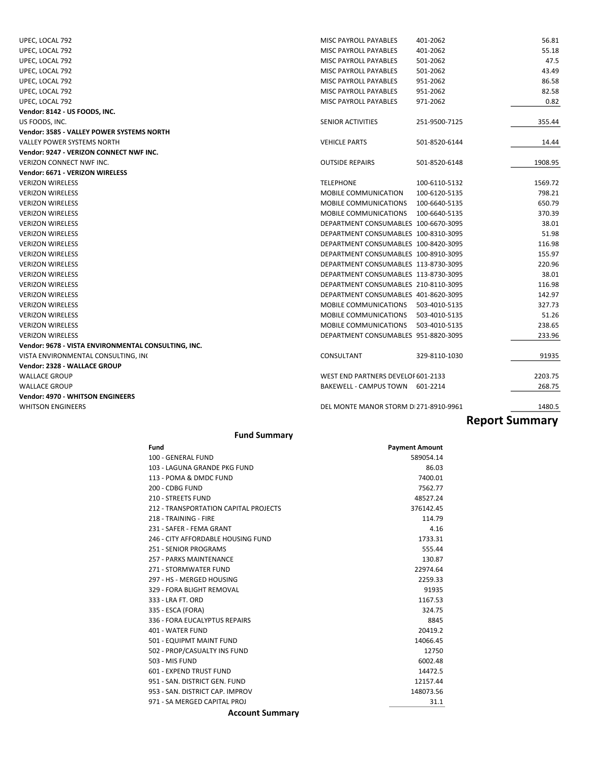| Vendor | Description | Account | Amount |
|---|---|---|---|
| UPEC, LOCAL 792 | MISC PAYROLL PAYABLES | 401-2062 | 56.81 |
| UPEC, LOCAL 792 | MISC PAYROLL PAYABLES | 401-2062 | 55.18 |
| UPEC, LOCAL 792 | MISC PAYROLL PAYABLES | 501-2062 | 47.5 |
| UPEC, LOCAL 792 | MISC PAYROLL PAYABLES | 501-2062 | 43.49 |
| UPEC, LOCAL 792 | MISC PAYROLL PAYABLES | 951-2062 | 86.58 |
| UPEC, LOCAL 792 | MISC PAYROLL PAYABLES | 951-2062 | 82.58 |
| UPEC, LOCAL 792 | MISC PAYROLL PAYABLES | 971-2062 | 0.82 |
| **Vendor: 8142 - US FOODS, INC.** | | | |
| US FOODS, INC. | SENIOR ACTIVITIES | 251-9500-7125 | 355.44 |
| **Vendor: 3585 - VALLEY POWER SYSTEMS NORTH** | | | |
| VALLEY POWER SYSTEMS NORTH | VEHICLE PARTS | 501-8520-6144 | 14.44 |
| **Vendor: 9247 - VERIZON CONNECT NWF INC.** | | | |
| VERIZON CONNECT NWF INC. | OUTSIDE REPAIRS | 501-8520-6148 | 1908.95 |
| **Vendor: 6671 - VERIZON WIRELESS** | | | |
| VERIZON WIRELESS | TELEPHONE | 100-6110-5132 | 1569.72 |
| VERIZON WIRELESS | MOBILE COMMUNICATION | 100-6120-5135 | 798.21 |
| VERIZON WIRELESS | MOBILE COMMUNICATIONS | 100-6640-5135 | 650.79 |
| VERIZON WIRELESS | MOBILE COMMUNICATIONS | 100-6640-5135 | 370.39 |
| VERIZON WIRELESS | DEPARTMENT CONSUMABLES | 100-6670-3095 | 38.01 |
| VERIZON WIRELESS | DEPARTMENT CONSUMABLES | 100-8310-3095 | 51.98 |
| VERIZON WIRELESS | DEPARTMENT CONSUMABLES | 100-8420-3095 | 116.98 |
| VERIZON WIRELESS | DEPARTMENT CONSUMABLES | 100-8910-3095 | 155.97 |
| VERIZON WIRELESS | DEPARTMENT CONSUMABLES | 113-8730-3095 | 220.96 |
| VERIZON WIRELESS | DEPARTMENT CONSUMABLES | 113-8730-3095 | 38.01 |
| VERIZON WIRELESS | DEPARTMENT CONSUMABLES | 210-8110-3095 | 116.98 |
| VERIZON WIRELESS | DEPARTMENT CONSUMABLES | 401-8620-3095 | 142.97 |
| VERIZON WIRELESS | MOBILE COMMUNICATIONS | 503-4010-5135 | 327.73 |
| VERIZON WIRELESS | MOBILE COMMUNICATIONS | 503-4010-5135 | 51.26 |
| VERIZON WIRELESS | MOBILE COMMUNICATIONS | 503-4010-5135 | 238.65 |
| VERIZON WIRELESS | DEPARTMENT CONSUMABLES | 951-8820-3095 | 233.96 |
| **Vendor: 9678 - VISTA ENVIRONMENTAL CONSULTING, INC.** | | | |
| VISTA ENVIRONMENTAL CONSULTING, IN( | CONSULTANT | 329-8110-1030 | 91935 |
| **Vendor: 2328 - WALLACE GROUP** | | | |
| WALLACE GROUP | WEST END PARTNERS DEVELOF | 601-2133 | 2203.75 |
| WALLACE GROUP | BAKEWELL - CAMPUS TOWN | 601-2214 | 268.75 |
| **Vendor: 4970 - WHITSON ENGINEERS** | | | |
| WHITSON ENGINEERS | DEL MONTE MANOR STORM D | 271-8910-9961 | 1480.5 |

## Report Summary

### Fund Summary

| Fund | Payment Amount |
|---|---|
| 100 - GENERAL FUND | 589054.14 |
| 103 - LAGUNA GRANDE PKG FUND | 86.03 |
| 113 - POMA & DMDC FUND | 7400.01 |
| 200 - CDBG FUND | 7562.77 |
| 210 - STREETS FUND | 48527.24 |
| 212 - TRANSPORTATION CAPITAL PROJECTS | 376142.45 |
| 218 - TRAINING - FIRE | 114.79 |
| 231 - SAFER - FEMA GRANT | 4.16 |
| 246 - CITY AFFORDABLE HOUSING FUND | 1733.31 |
| 251 - SENIOR PROGRAMS | 555.44 |
| 257 - PARKS MAINTENANCE | 130.87 |
| 271 - STORMWATER FUND | 22974.64 |
| 297 - HS - MERGED HOUSING | 2259.33 |
| 329 - FORA BLIGHT REMOVAL | 91935 |
| 333 - LRA FT. ORD | 1167.53 |
| 335 - ESCA (FORA) | 324.75 |
| 336 - FORA EUCALYPTUS REPAIRS | 8845 |
| 401 - WATER FUND | 20419.2 |
| 501 - EQUIPMT MAINT FUND | 14066.45 |
| 502 - PROP/CASUALTY INS FUND | 12750 |
| 503 - MIS FUND | 6002.48 |
| 601 - EXPEND TRUST FUND | 14472.5 |
| 951 - SAN. DISTRICT GEN. FUND | 12157.44 |
| 953 - SAN. DISTRICT CAP. IMPROV | 148073.56 |
| 971 - SA MERGED CAPITAL PROJ | 31.1 |

### Account Summary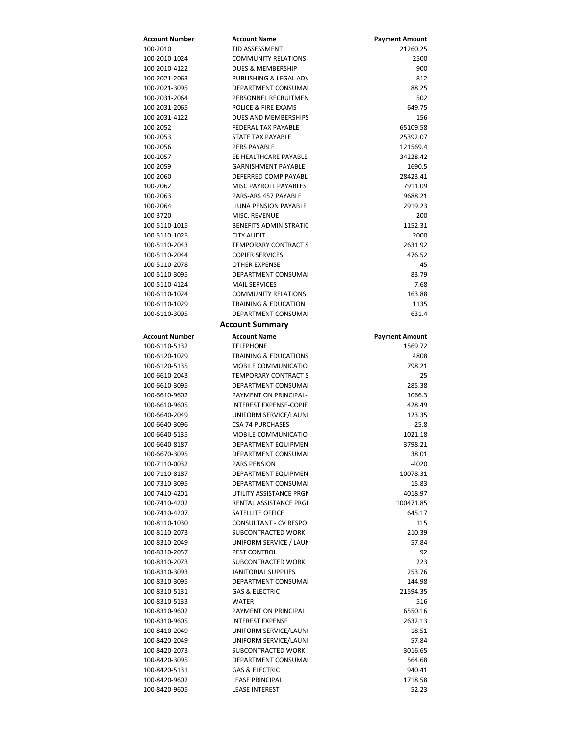| Account Number | Account Name | Payment Amount |
|---|---|---|
| 100-2010 | TID ASSESSMENT | 21260.25 |
| 100-2010-1024 | COMMUNITY RELATIONS | 2500 |
| 100-2010-4122 | DUES & MEMBERSHIP | 900 |
| 100-2021-2063 | PUBLISHING & LEGAL ADV | 812 |
| 100-2021-3095 | DEPARTMENT CONSUMAI | 88.25 |
| 100-2031-2064 | PERSONNEL RECRUITMEN | 502 |
| 100-2031-2065 | POLICE & FIRE EXAMS | 649.75 |
| 100-2031-4122 | DUES AND MEMBERSHIPS | 156 |
| 100-2052 | FEDERAL TAX PAYABLE | 65109.58 |
| 100-2053 | STATE TAX PAYABLE | 25392.07 |
| 100-2056 | PERS PAYABLE | 121569.4 |
| 100-2057 | EE HEALTHCARE PAYABLE | 34228.42 |
| 100-2059 | GARNISHMENT PAYABLE | 1690.5 |
| 100-2060 | DEFERRED COMP PAYABL | 28423.41 |
| 100-2062 | MISC PAYROLL PAYABLES | 7911.09 |
| 100-2063 | PARS-ARS 457 PAYABLE | 9688.21 |
| 100-2064 | LIUNA PENSION PAYABLE | 2919.23 |
| 100-3720 | MISC. REVENUE | 200 |
| 100-5110-1015 | BENEFITS ADMINISTRATIC | 1152.31 |
| 100-5110-1025 | CITY AUDIT | 2000 |
| 100-5110-2043 | TEMPORARY CONTRACT S | 2631.92 |
| 100-5110-2044 | COPIER SERVICES | 476.52 |
| 100-5110-2078 | OTHER EXPENSE | 45 |
| 100-5110-3095 | DEPARTMENT CONSUMAI | 83.79 |
| 100-5110-4124 | MAIL SERVICES | 7.68 |
| 100-6110-1024 | COMMUNITY RELATIONS | 163.88 |
| 100-6110-1029 | TRAINING & EDUCATION | 1135 |
| 100-6110-3095 | DEPARTMENT CONSUMAI | 631.4 |

## Account Summary

| Account Number | Account Name | Payment Amount |
|---|---|---|
| 100-6110-5132 | TELEPHONE | 1569.72 |
| 100-6120-1029 | TRAINING & EDUCATIONS | 4808 |
| 100-6120-5135 | MOBILE COMMUNICATIO | 798.21 |
| 100-6610-2043 | TEMPORARY CONTRACT S | 25 |
| 100-6610-3095 | DEPARTMENT CONSUMAI | 285.38 |
| 100-6610-9602 | PAYMENT ON PRINCIPAL- | 1066.3 |
| 100-6610-9605 | INTEREST EXPENSE-COPIE | 428.49 |
| 100-6640-2049 | UNIFORM SERVICE/LAUNI | 123.35 |
| 100-6640-3096 | CSA 74 PURCHASES | 25.8 |
| 100-6640-5135 | MOBILE COMMUNICATIO | 1021.18 |
| 100-6640-8187 | DEPARTMENT EQUIPMEN | 3798.21 |
| 100-6670-3095 | DEPARTMENT CONSUMAI | 38.01 |
| 100-7110-0032 | PARS PENSION | -4020 |
| 100-7110-8187 | DEPARTMENT EQUIPMEN | 10078.31 |
| 100-7310-3095 | DEPARTMENT CONSUMAI | 15.83 |
| 100-7410-4201 | UTILITY ASSISTANCE PRGI | 4018.97 |
| 100-7410-4202 | RENTAL ASSISTANCE PRGI | 100471.85 |
| 100-7410-4207 | SATELLITE OFFICE | 645.17 |
| 100-8110-1030 | CONSULTANT - CV RESPOI | 115 |
| 100-8110-2073 | SUBCONTRACTED WORK - | 210.39 |
| 100-8310-2049 | UNIFORM SERVICE / LAUN | 57.84 |
| 100-8310-2057 | PEST CONTROL | 92 |
| 100-8310-2073 | SUBCONTRACTED WORK | 223 |
| 100-8310-3093 | JANITORIAL SUPPLIES | 253.76 |
| 100-8310-3095 | DEPARTMENT CONSUMAI | 144.98 |
| 100-8310-5131 | GAS & ELECTRIC | 21594.35 |
| 100-8310-5133 | WATER | 516 |
| 100-8310-9602 | PAYMENT ON PRINCIPAL | 6550.16 |
| 100-8310-9605 | INTEREST EXPENSE | 2632.13 |
| 100-8410-2049 | UNIFORM SERVICE/LAUNI | 18.51 |
| 100-8420-2049 | UNIFORM SERVICE/LAUNI | 57.84 |
| 100-8420-2073 | SUBCONTRACTED WORK | 3016.65 |
| 100-8420-3095 | DEPARTMENT CONSUMAI | 564.68 |
| 100-8420-5131 | GAS & ELECTRIC | 940.41 |
| 100-8420-9602 | LEASE PRINCIPAL | 1718.58 |
| 100-8420-9605 | LEASE INTEREST | 52.23 |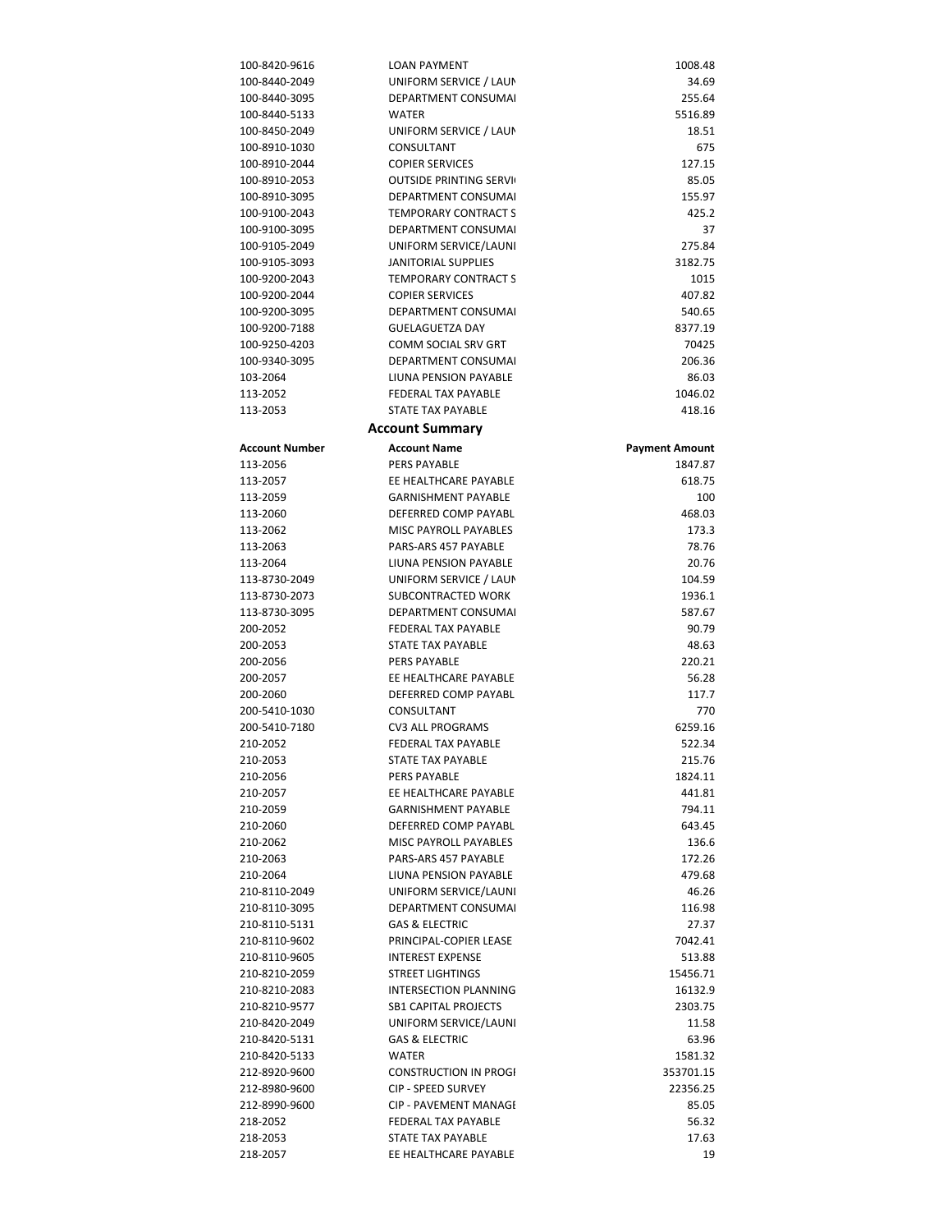| | | |
|---|---|---|
| 100-8420-9616 | LOAN PAYMENT | 1008.48 |
| 100-8440-2049 | UNIFORM SERVICE / LAUN | 34.69 |
| 100-8440-3095 | DEPARTMENT CONSUMAI | 255.64 |
| 100-8440-5133 | WATER | 5516.89 |
| 100-8450-2049 | UNIFORM SERVICE / LAUN | 18.51 |
| 100-8910-1030 | CONSULTANT | 675 |
| 100-8910-2044 | COPIER SERVICES | 127.15 |
| 100-8910-2053 | OUTSIDE PRINTING SERVI | 85.05 |
| 100-8910-3095 | DEPARTMENT CONSUMAI | 155.97 |
| 100-9100-2043 | TEMPORARY CONTRACT S | 425.2 |
| 100-9100-3095 | DEPARTMENT CONSUMAI | 37 |
| 100-9105-2049 | UNIFORM SERVICE/LAUNI | 275.84 |
| 100-9105-3093 | JANITORIAL SUPPLIES | 3182.75 |
| 100-9200-2043 | TEMPORARY CONTRACT S | 1015 |
| 100-9200-2044 | COPIER SERVICES | 407.82 |
| 100-9200-3095 | DEPARTMENT CONSUMAI | 540.65 |
| 100-9200-7188 | GUELAGUETZA DAY | 8377.19 |
| 100-9250-4203 | COMM SOCIAL SRV GRT | 70425 |
| 100-9340-3095 | DEPARTMENT CONSUMAI | 206.36 |
| 103-2064 | LIUNA PENSION PAYABLE | 86.03 |
| 113-2052 | FEDERAL TAX PAYABLE | 1046.02 |
| 113-2053 | STATE TAX PAYABLE | 418.16 |

## Account Summary

| Account Number | Account Name | Payment Amount |
|---|---|---|
| 113-2056 | PERS PAYABLE | 1847.87 |
| 113-2057 | EE HEALTHCARE PAYABLE | 618.75 |
| 113-2059 | GARNISHMENT PAYABLE | 100 |
| 113-2060 | DEFERRED COMP PAYABL | 468.03 |
| 113-2062 | MISC PAYROLL PAYABLES | 173.3 |
| 113-2063 | PARS-ARS 457 PAYABLE | 78.76 |
| 113-2064 | LIUNA PENSION PAYABLE | 20.76 |
| 113-8730-2049 | UNIFORM SERVICE / LAUN | 104.59 |
| 113-8730-2073 | SUBCONTRACTED WORK | 1936.1 |
| 113-8730-3095 | DEPARTMENT CONSUMAI | 587.67 |
| 200-2052 | FEDERAL TAX PAYABLE | 90.79 |
| 200-2053 | STATE TAX PAYABLE | 48.63 |
| 200-2056 | PERS PAYABLE | 220.21 |
| 200-2057 | EE HEALTHCARE PAYABLE | 56.28 |
| 200-2060 | DEFERRED COMP PAYABL | 117.7 |
| 200-5410-1030 | CONSULTANT | 770 |
| 200-5410-7180 | CV3 ALL PROGRAMS | 6259.16 |
| 210-2052 | FEDERAL TAX PAYABLE | 522.34 |
| 210-2053 | STATE TAX PAYABLE | 215.76 |
| 210-2056 | PERS PAYABLE | 1824.11 |
| 210-2057 | EE HEALTHCARE PAYABLE | 441.81 |
| 210-2059 | GARNISHMENT PAYABLE | 794.11 |
| 210-2060 | DEFERRED COMP PAYABL | 643.45 |
| 210-2062 | MISC PAYROLL PAYABLES | 136.6 |
| 210-2063 | PARS-ARS 457 PAYABLE | 172.26 |
| 210-2064 | LIUNA PENSION PAYABLE | 479.68 |
| 210-8110-2049 | UNIFORM SERVICE/LAUNI | 46.26 |
| 210-8110-3095 | DEPARTMENT CONSUMAI | 116.98 |
| 210-8110-5131 | GAS & ELECTRIC | 27.37 |
| 210-8110-9602 | PRINCIPAL-COPIER LEASE | 7042.41 |
| 210-8110-9605 | INTEREST EXPENSE | 513.88 |
| 210-8210-2059 | STREET LIGHTINGS | 15456.71 |
| 210-8210-2083 | INTERSECTION PLANNING | 16132.9 |
| 210-8210-9577 | SB1 CAPITAL PROJECTS | 2303.75 |
| 210-8420-2049 | UNIFORM SERVICE/LAUNI | 11.58 |
| 210-8420-5131 | GAS & ELECTRIC | 63.96 |
| 210-8420-5133 | WATER | 1581.32 |
| 212-8920-9600 | CONSTRUCTION IN PROGI | 353701.15 |
| 212-8980-9600 | CIP - SPEED SURVEY | 22356.25 |
| 212-8990-9600 | CIP - PAVEMENT MANAGE | 85.05 |
| 218-2052 | FEDERAL TAX PAYABLE | 56.32 |
| 218-2053 | STATE TAX PAYABLE | 17.63 |
| 218-2057 | EE HEALTHCARE PAYABLE | 19 |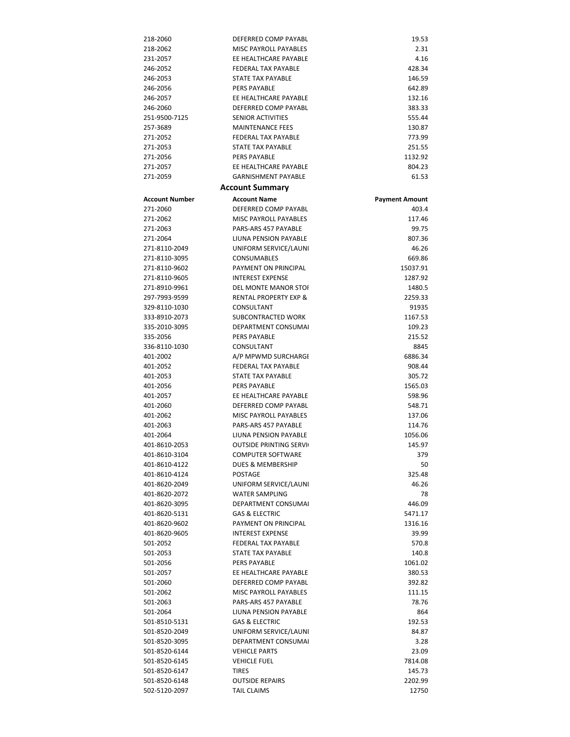| | | |
|---|---|---|
| 218-2060 | DEFERRED COMP PAYABL | 19.53 |
| 218-2062 | MISC PAYROLL PAYABLES | 2.31 |
| 231-2057 | EE HEALTHCARE PAYABLE | 4.16 |
| 246-2052 | FEDERAL TAX PAYABLE | 428.34 |
| 246-2053 | STATE TAX PAYABLE | 146.59 |
| 246-2056 | PERS PAYABLE | 642.89 |
| 246-2057 | EE HEALTHCARE PAYABLE | 132.16 |
| 246-2060 | DEFERRED COMP PAYABL | 383.33 |
| 251-9500-7125 | SENIOR ACTIVITIES | 555.44 |
| 257-3689 | MAINTENANCE FEES | 130.87 |
| 271-2052 | FEDERAL TAX PAYABLE | 773.99 |
| 271-2053 | STATE TAX PAYABLE | 251.55 |
| 271-2056 | PERS PAYABLE | 1132.92 |
| 271-2057 | EE HEALTHCARE PAYABLE | 804.23 |
| 271-2059 | GARNISHMENT PAYABLE | 61.53 |

## Account Summary

| Account Number | Account Name | Payment Amount |
|---|---|---|
| 271-2060 | DEFERRED COMP PAYABL | 403.4 |
| 271-2062 | MISC PAYROLL PAYABLES | 117.46 |
| 271-2063 | PARS-ARS 457 PAYABLE | 99.75 |
| 271-2064 | LIUNA PENSION PAYABLE | 807.36 |
| 271-8110-2049 | UNIFORM SERVICE/LAUNI | 46.26 |
| 271-8110-3095 | CONSUMABLES | 669.86 |
| 271-8110-9602 | PAYMENT ON PRINCIPAL | 15037.91 |
| 271-8110-9605 | INTEREST EXPENSE | 1287.92 |
| 271-8910-9961 | DEL MONTE MANOR STOI | 1480.5 |
| 297-7993-9599 | RENTAL PROPERTY EXP & | 2259.33 |
| 329-8110-1030 | CONSULTANT | 91935 |
| 333-8910-2073 | SUBCONTRACTED WORK | 1167.53 |
| 335-2010-3095 | DEPARTMENT CONSUMAI | 109.23 |
| 335-2056 | PERS PAYABLE | 215.52 |
| 336-8110-1030 | CONSULTANT | 8845 |
| 401-2002 | A/P MPWMD SURCHARGI | 6886.34 |
| 401-2052 | FEDERAL TAX PAYABLE | 908.44 |
| 401-2053 | STATE TAX PAYABLE | 305.72 |
| 401-2056 | PERS PAYABLE | 1565.03 |
| 401-2057 | EE HEALTHCARE PAYABLE | 598.96 |
| 401-2060 | DEFERRED COMP PAYABL | 548.71 |
| 401-2062 | MISC PAYROLL PAYABLES | 137.06 |
| 401-2063 | PARS-ARS 457 PAYABLE | 114.76 |
| 401-2064 | LIUNA PENSION PAYABLE | 1056.06 |
| 401-8610-2053 | OUTSIDE PRINTING SERVI | 145.97 |
| 401-8610-3104 | COMPUTER SOFTWARE | 379 |
| 401-8610-4122 | DUES & MEMBERSHIP | 50 |
| 401-8610-4124 | POSTAGE | 325.48 |
| 401-8620-2049 | UNIFORM SERVICE/LAUNI | 46.26 |
| 401-8620-2072 | WATER SAMPLING | 78 |
| 401-8620-3095 | DEPARTMENT CONSUMAI | 446.09 |
| 401-8620-5131 | GAS & ELECTRIC | 5471.17 |
| 401-8620-9602 | PAYMENT ON PRINCIPAL | 1316.16 |
| 401-8620-9605 | INTEREST EXPENSE | 39.99 |
| 501-2052 | FEDERAL TAX PAYABLE | 570.8 |
| 501-2053 | STATE TAX PAYABLE | 140.8 |
| 501-2056 | PERS PAYABLE | 1061.02 |
| 501-2057 | EE HEALTHCARE PAYABLE | 380.53 |
| 501-2060 | DEFERRED COMP PAYABL | 392.82 |
| 501-2062 | MISC PAYROLL PAYABLES | 111.15 |
| 501-2063 | PARS-ARS 457 PAYABLE | 78.76 |
| 501-2064 | LIUNA PENSION PAYABLE | 864 |
| 501-8510-5131 | GAS & ELECTRIC | 192.53 |
| 501-8520-2049 | UNIFORM SERVICE/LAUNI | 84.87 |
| 501-8520-3095 | DEPARTMENT CONSUMAI | 3.28 |
| 501-8520-6144 | VEHICLE PARTS | 23.09 |
| 501-8520-6145 | VEHICLE FUEL | 7814.08 |
| 501-8520-6147 | TIRES | 145.73 |
| 501-8520-6148 | OUTSIDE REPAIRS | 2202.99 |
| 502-5120-2097 | TAIL CLAIMS | 12750 |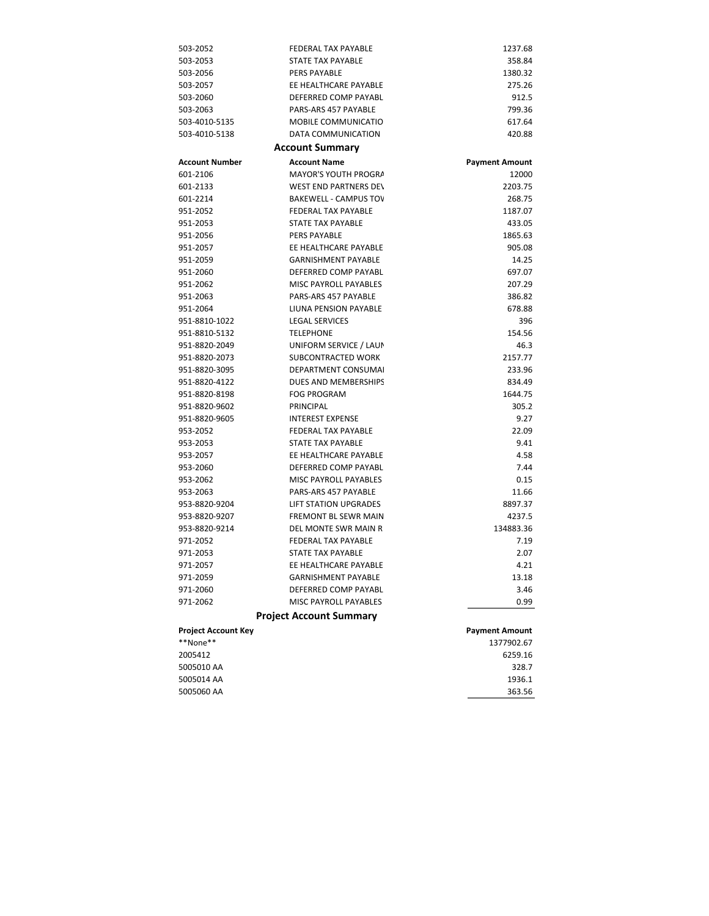| | | |
|---|---|---|
| 503-2052 | FEDERAL TAX PAYABLE | 1237.68 |
| 503-2053 | STATE TAX PAYABLE | 358.84 |
| 503-2056 | PERS PAYABLE | 1380.32 |
| 503-2057 | EE HEALTHCARE PAYABLE | 275.26 |
| 503-2060 | DEFERRED COMP PAYABL | 912.5 |
| 503-2063 | PARS-ARS 457 PAYABLE | 799.36 |
| 503-4010-5135 | MOBILE COMMUNICATIO | 617.64 |
| 503-4010-5138 | DATA COMMUNICATION | 420.88 |

## Account Summary

| Account Number | Account Name | Payment Amount |
|---|---|---|
| 601-2106 | MAYOR'S YOUTH PROGRA | 12000 |
| 601-2133 | WEST END PARTNERS DEV | 2203.75 |
| 601-2214 | BAKEWELL - CAMPUS TOV | 268.75 |
| 951-2052 | FEDERAL TAX PAYABLE | 1187.07 |
| 951-2053 | STATE TAX PAYABLE | 433.05 |
| 951-2056 | PERS PAYABLE | 1865.63 |
| 951-2057 | EE HEALTHCARE PAYABLE | 905.08 |
| 951-2059 | GARNISHMENT PAYABLE | 14.25 |
| 951-2060 | DEFERRED COMP PAYABL | 697.07 |
| 951-2062 | MISC PAYROLL PAYABLES | 207.29 |
| 951-2063 | PARS-ARS 457 PAYABLE | 386.82 |
| 951-2064 | LIUNA PENSION PAYABLE | 678.88 |
| 951-8810-1022 | LEGAL SERVICES | 396 |
| 951-8810-5132 | TELEPHONE | 154.56 |
| 951-8820-2049 | UNIFORM SERVICE / LAUN | 46.3 |
| 951-8820-2073 | SUBCONTRACTED WORK | 2157.77 |
| 951-8820-3095 | DEPARTMENT CONSUMAI | 233.96 |
| 951-8820-4122 | DUES AND MEMBERSHIPS | 834.49 |
| 951-8820-8198 | FOG PROGRAM | 1644.75 |
| 951-8820-9602 | PRINCIPAL | 305.2 |
| 951-8820-9605 | INTEREST EXPENSE | 9.27 |
| 953-2052 | FEDERAL TAX PAYABLE | 22.09 |
| 953-2053 | STATE TAX PAYABLE | 9.41 |
| 953-2057 | EE HEALTHCARE PAYABLE | 4.58 |
| 953-2060 | DEFERRED COMP PAYABL | 7.44 |
| 953-2062 | MISC PAYROLL PAYABLES | 0.15 |
| 953-2063 | PARS-ARS 457 PAYABLE | 11.66 |
| 953-8820-9204 | LIFT STATION UPGRADES | 8897.37 |
| 953-8820-9207 | FREMONT BL SEWR MAIN | 4237.5 |
| 953-8820-9214 | DEL MONTE SWR MAIN R | 134883.36 |
| 971-2052 | FEDERAL TAX PAYABLE | 7.19 |
| 971-2053 | STATE TAX PAYABLE | 2.07 |
| 971-2057 | EE HEALTHCARE PAYABLE | 4.21 |
| 971-2059 | GARNISHMENT PAYABLE | 13.18 |
| 971-2060 | DEFERRED COMP PAYABL | 3.46 |
| 971-2062 | MISC PAYROLL PAYABLES | 0.99 |

## Project Account Summary

| Project Account Key | Payment Amount |
|---|---|
| **None** | 1377902.67 |
| 2005412 | 6259.16 |
| 5005010 AA | 328.7 |
| 5005014 AA | 1936.1 |
| 5005060 AA | 363.56 |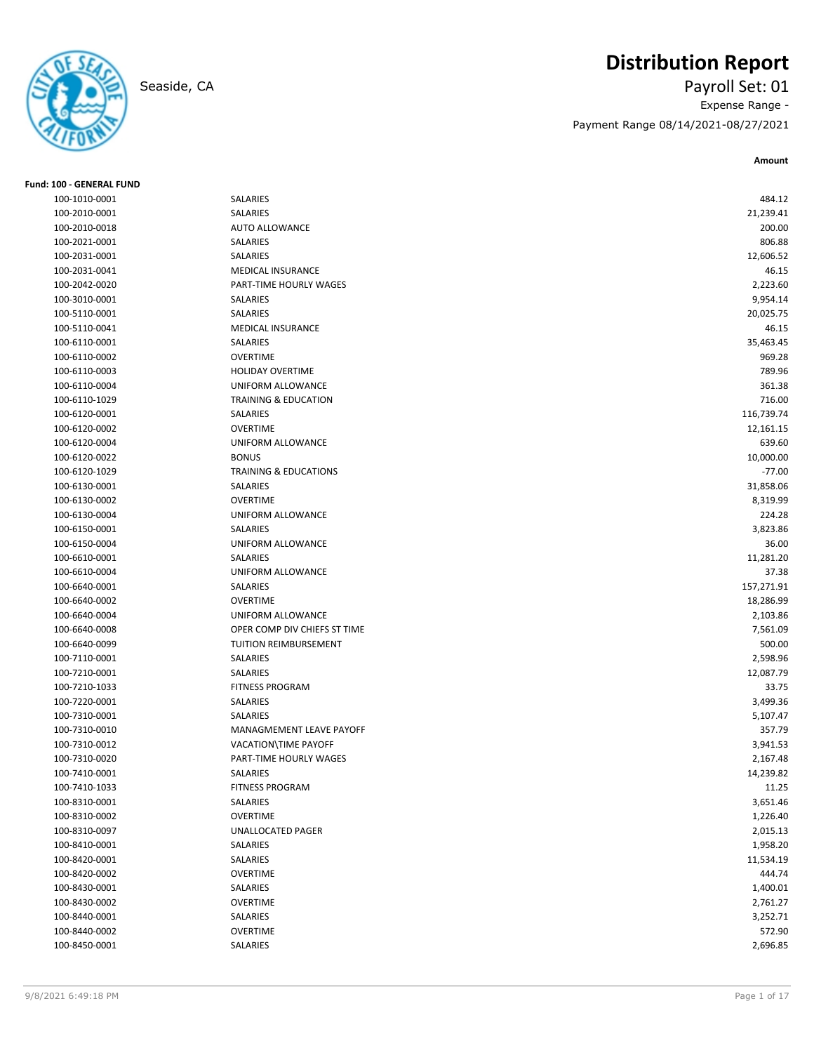# Distribution Report

Seaside, CA

Payroll Set: 01

Expense Range -

Payment Range 08/14/2021-08/27/2021

**Fund: 100 - GENERAL FUND**

| Account | Description | Amount |
|---|---|---|
| 100-1010-0001 | SALARIES | 484.12 |
| 100-2010-0001 | SALARIES | 21,239.41 |
| 100-2010-0018 | AUTO ALLOWANCE | 200.00 |
| 100-2021-0001 | SALARIES | 806.88 |
| 100-2031-0001 | SALARIES | 12,606.52 |
| 100-2031-0041 | MEDICAL INSURANCE | 46.15 |
| 100-2042-0020 | PART-TIME HOURLY WAGES | 2,223.60 |
| 100-3010-0001 | SALARIES | 9,954.14 |
| 100-5110-0001 | SALARIES | 20,025.75 |
| 100-5110-0041 | MEDICAL INSURANCE | 46.15 |
| 100-6110-0001 | SALARIES | 35,463.45 |
| 100-6110-0002 | OVERTIME | 969.28 |
| 100-6110-0003 | HOLIDAY OVERTIME | 789.96 |
| 100-6110-0004 | UNIFORM ALLOWANCE | 361.38 |
| 100-6110-1029 | TRAINING & EDUCATION | 716.00 |
| 100-6120-0001 | SALARIES | 116,739.74 |
| 100-6120-0002 | OVERTIME | 12,161.15 |
| 100-6120-0004 | UNIFORM ALLOWANCE | 639.60 |
| 100-6120-0022 | BONUS | 10,000.00 |
| 100-6120-1029 | TRAINING & EDUCATIONS | -77.00 |
| 100-6130-0001 | SALARIES | 31,858.06 |
| 100-6130-0002 | OVERTIME | 8,319.99 |
| 100-6130-0004 | UNIFORM ALLOWANCE | 224.28 |
| 100-6150-0001 | SALARIES | 3,823.86 |
| 100-6150-0004 | UNIFORM ALLOWANCE | 36.00 |
| 100-6610-0001 | SALARIES | 11,281.20 |
| 100-6610-0004 | UNIFORM ALLOWANCE | 37.38 |
| 100-6640-0001 | SALARIES | 157,271.91 |
| 100-6640-0002 | OVERTIME | 18,286.99 |
| 100-6640-0004 | UNIFORM ALLOWANCE | 2,103.86 |
| 100-6640-0008 | OPER COMP DIV CHIEFS ST TIME | 7,561.09 |
| 100-6640-0099 | TUITION REIMBURSEMENT | 500.00 |
| 100-7110-0001 | SALARIES | 2,598.96 |
| 100-7210-0001 | SALARIES | 12,087.79 |
| 100-7210-1033 | FITNESS PROGRAM | 33.75 |
| 100-7220-0001 | SALARIES | 3,499.36 |
| 100-7310-0001 | SALARIES | 5,107.47 |
| 100-7310-0010 | MANAGMEMENT LEAVE PAYOFF | 357.79 |
| 100-7310-0012 | VACATION\TIME PAYOFF | 3,941.53 |
| 100-7310-0020 | PART-TIME HOURLY WAGES | 2,167.48 |
| 100-7410-0001 | SALARIES | 14,239.82 |
| 100-7410-1033 | FITNESS PROGRAM | 11.25 |
| 100-8310-0001 | SALARIES | 3,651.46 |
| 100-8310-0002 | OVERTIME | 1,226.40 |
| 100-8310-0097 | UNALLOCATED PAGER | 2,015.13 |
| 100-8410-0001 | SALARIES | 1,958.20 |
| 100-8420-0001 | SALARIES | 11,534.19 |
| 100-8420-0002 | OVERTIME | 444.74 |
| 100-8430-0001 | SALARIES | 1,400.01 |
| 100-8430-0002 | OVERTIME | 2,761.27 |
| 100-8440-0001 | SALARIES | 3,252.71 |
| 100-8440-0002 | OVERTIME | 572.90 |
| 100-8450-0001 | SALARIES | 2,696.85 |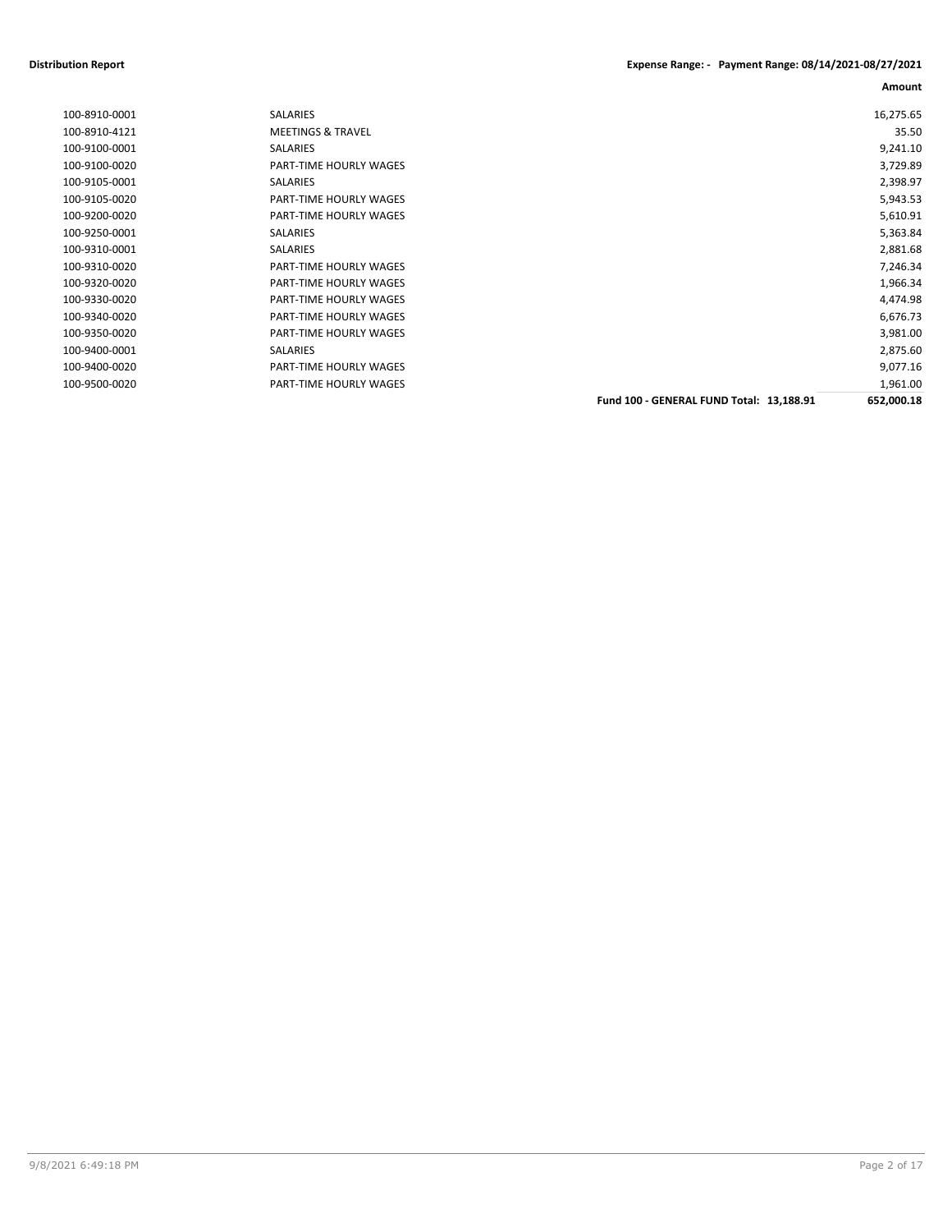**Distribution Report** **Expense Range: - Payment Range: 08/14/2021-08/27/2021**

| | | | Amount |
|---|---|---|---|
| 100-8910-0001 | SALARIES | | 16,275.65 |
| 100-8910-4121 | MEETINGS & TRAVEL | | 35.50 |
| 100-9100-0001 | SALARIES | | 9,241.10 |
| 100-9100-0020 | PART-TIME HOURLY WAGES | | 3,729.89 |
| 100-9105-0001 | SALARIES | | 2,398.97 |
| 100-9105-0020 | PART-TIME HOURLY WAGES | | 5,943.53 |
| 100-9200-0020 | PART-TIME HOURLY WAGES | | 5,610.91 |
| 100-9250-0001 | SALARIES | | 5,363.84 |
| 100-9310-0001 | SALARIES | | 2,881.68 |
| 100-9310-0020 | PART-TIME HOURLY WAGES | | 7,246.34 |
| 100-9320-0020 | PART-TIME HOURLY WAGES | | 1,966.34 |
| 100-9330-0020 | PART-TIME HOURLY WAGES | | 4,474.98 |
| 100-9340-0020 | PART-TIME HOURLY WAGES | | 6,676.73 |
| 100-9350-0020 | PART-TIME HOURLY WAGES | | 3,981.00 |
| 100-9400-0001 | SALARIES | | 2,875.60 |
| 100-9400-0020 | PART-TIME HOURLY WAGES | | 9,077.16 |
| 100-9500-0020 | PART-TIME HOURLY WAGES | | 1,961.00 |
| | | **Fund 100 - GENERAL FUND Total: 13,188.91** | **652,000.18** |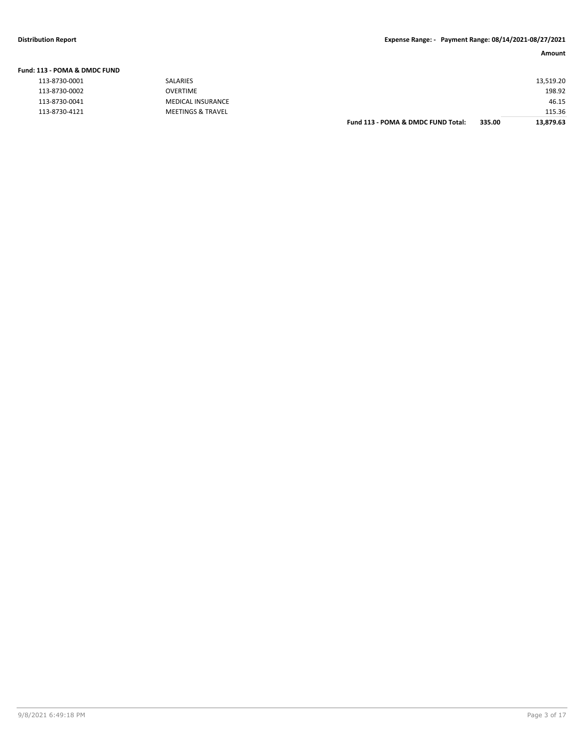**Distribution Report** | **Expense Range: - Payment Range: 08/14/2021-08/27/2021**

| | | | | Amount |
|---|---|---|---|---|
| **Fund: 113 - POMA & DMDC FUND** | | | | |
| 113-8730-0001 | SALARIES | | | 13,519.20 |
| 113-8730-0002 | OVERTIME | | | 198.92 |
| 113-8730-0041 | MEDICAL INSURANCE | | | 46.15 |
| 113-8730-4121 | MEETINGS & TRAVEL | | | 115.36 |
| | | **Fund 113 - POMA & DMDC FUND Total:** | **335.00** | **13,879.63** |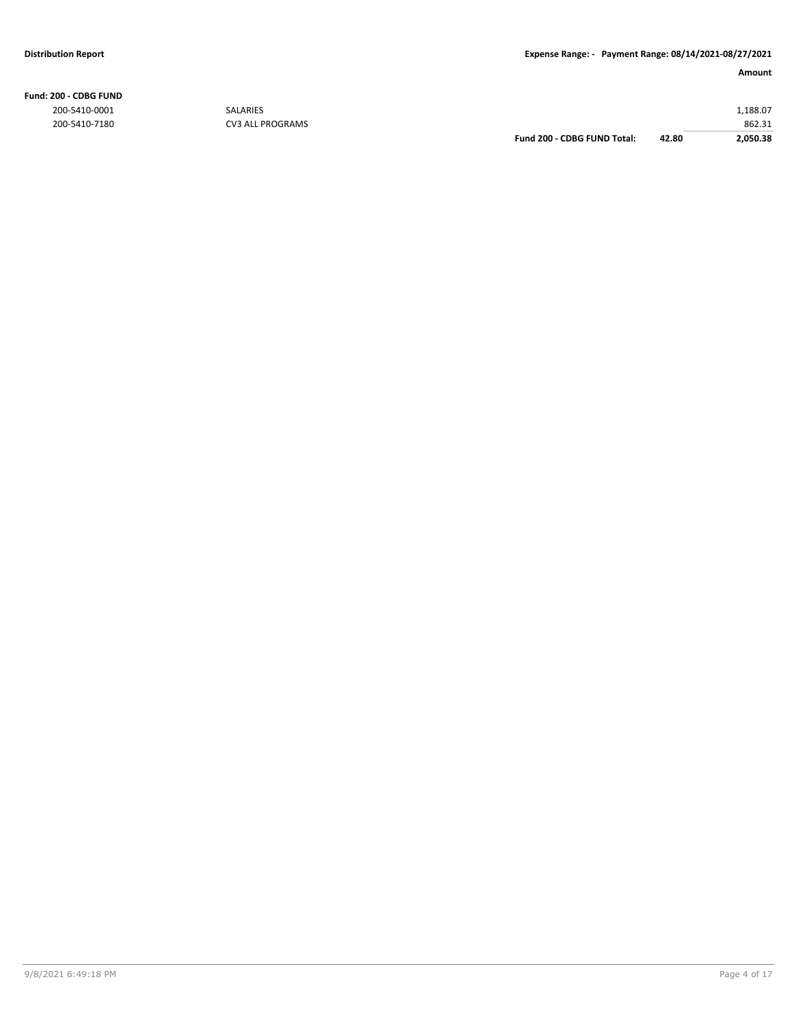**Fund: 200 - CDBG FUND**

| Account | Description | | | Amount |
|---|---|---|---|---|
| 200-5410-0001 | SALARIES | | | 1,188.07 |
| 200-5410-7180 | CV3 ALL PROGRAMS | | | 862.31 |
| | | **Fund 200 - CDBG FUND Total:** | **42.80** | **2,050.38** |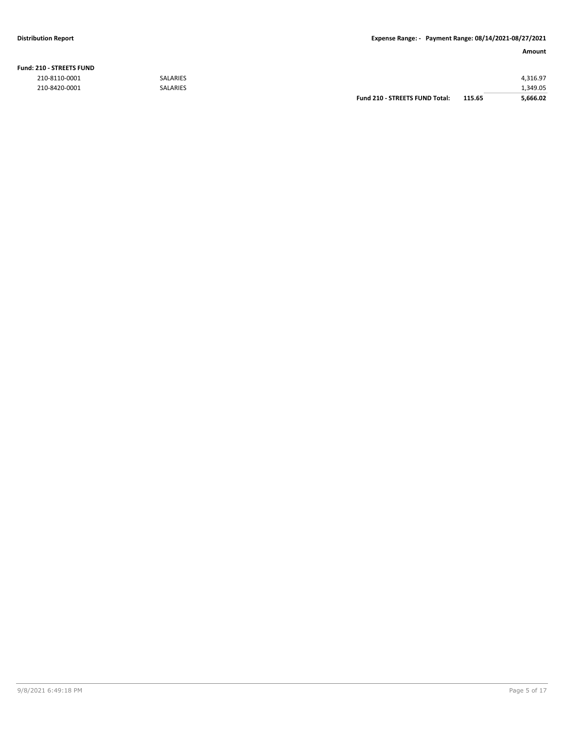**Distribution Report** **Expense Range: - Payment Range: 08/14/2021-08/27/2021**

| | | | | Amount |
|---|---|---|---|---|
| **Fund: 210 - STREETS FUND** | | | | |
| 210-8110-0001 | SALARIES | | | 4,316.97 |
| 210-8420-0001 | SALARIES | | | 1,349.05 |
| | | **Fund 210 - STREETS FUND Total:** | **115.65** | **5,666.02** |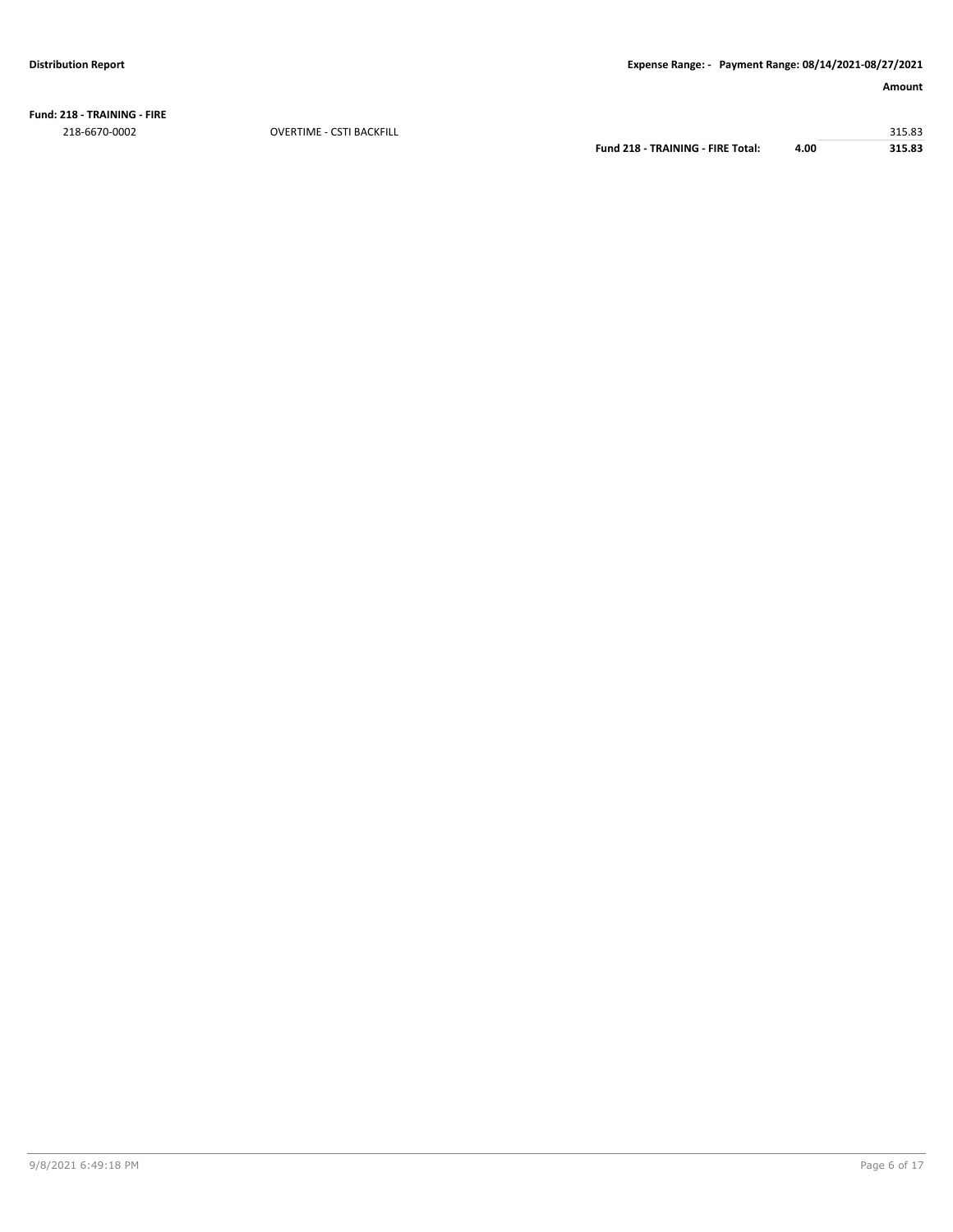**Fund: 218 - TRAINING - FIRE**

| | | | Amount |
|---|---|---|---|
| 218-6670-0002 | OVERTIME - CSTI BACKFILL | | 315.83 |
| | **Fund 218 - TRAINING - FIRE Total:** | **4.00** | **315.83** |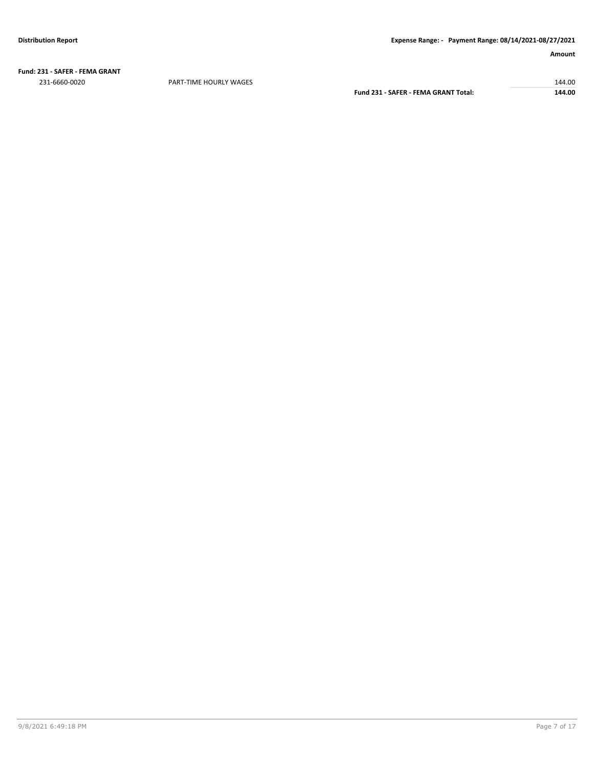**Fund: 231 - SAFER - FEMA GRANT**

| | | | Amount |
|---|---|---|---|
| 231-6660-0020 | PART-TIME HOURLY WAGES | | 144.00 |
| | | **Fund 231 - SAFER - FEMA GRANT Total:** | **144.00** |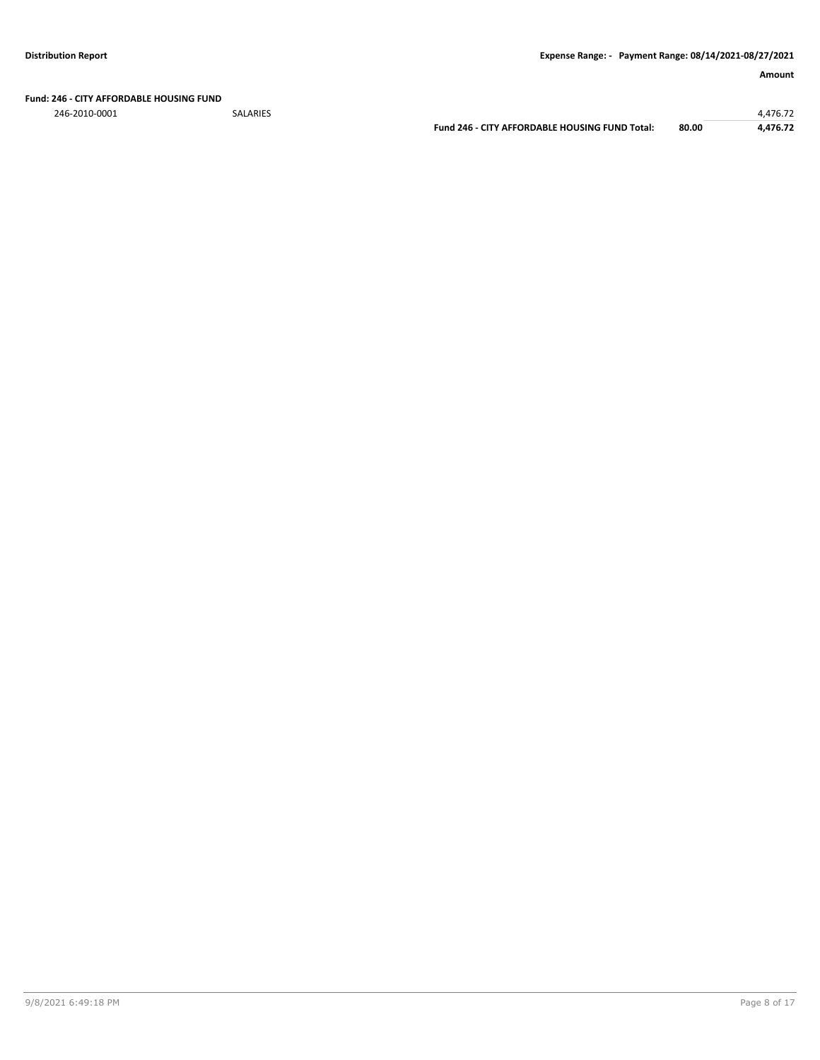**Fund: 246 - CITY AFFORDABLE HOUSING FUND**

| | | | | Amount |
|---|---|---|---|---|
| 246-2010-0001 | SALARIES | | | 4,476.72 |
| | | **Fund 246 - CITY AFFORDABLE HOUSING FUND Total:** | **80.00** | **4,476.72** |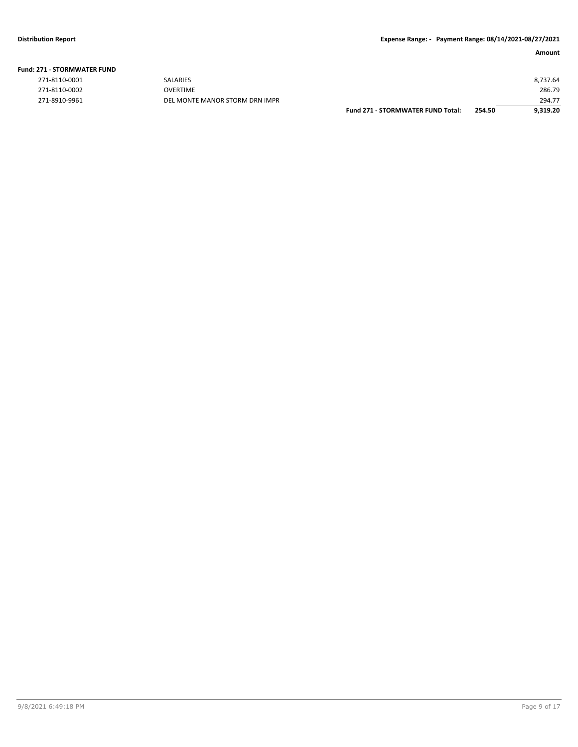| | | | Amount |
|---|---|---|---|
| **Fund: 271 - STORMWATER FUND** | | | |
| 271-8110-0001 | SALARIES | | 8,737.64 |
| 271-8110-0002 | OVERTIME | | 286.79 |
| 271-8910-9961 | DEL MONTE MANOR STORM DRN IMPR | | 294.77 |
| | **Fund 271 - STORMWATER FUND Total:** | **254.50** | **9,319.20** |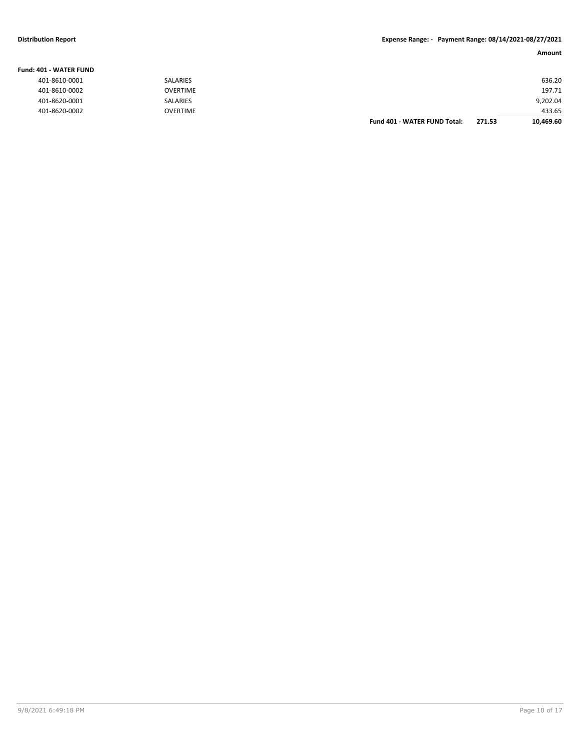**Distribution Report** **Expense Range: - Payment Range: 08/14/2021-08/27/2021**

| | | | | Amount |
|---|---|---|---|---|
| **Fund: 401 - WATER FUND** | | | | |
| 401-8610-0001 | SALARIES | | | 636.20 |
| 401-8610-0002 | OVERTIME | | | 197.71 |
| 401-8620-0001 | SALARIES | | | 9,202.04 |
| 401-8620-0002 | OVERTIME | | | 433.65 |
| | | **Fund 401 - WATER FUND Total:** | **271.53** | **10,469.60** |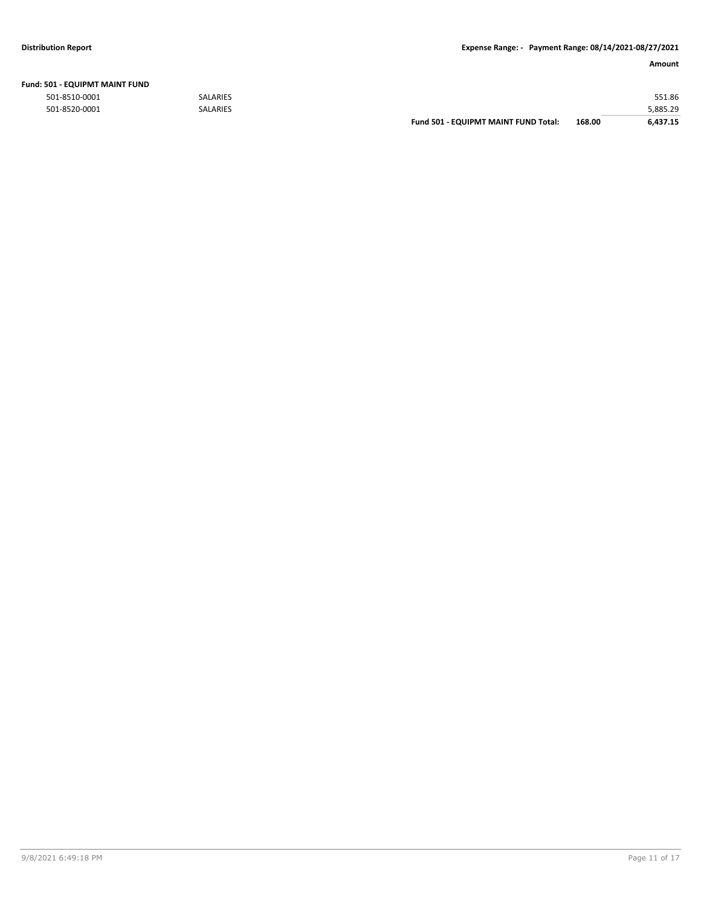**Fund: 501 - EQUIPMT MAINT FUND**

| Account | Description | | | Amount |
|---|---|---|---|---|
| 501-8510-0001 | SALARIES | | | 551.86 |
| 501-8520-0001 | SALARIES | | | 5,885.29 |
| | | **Fund 501 - EQUIPMT MAINT FUND Total:** | **168.00** | **6,437.15** |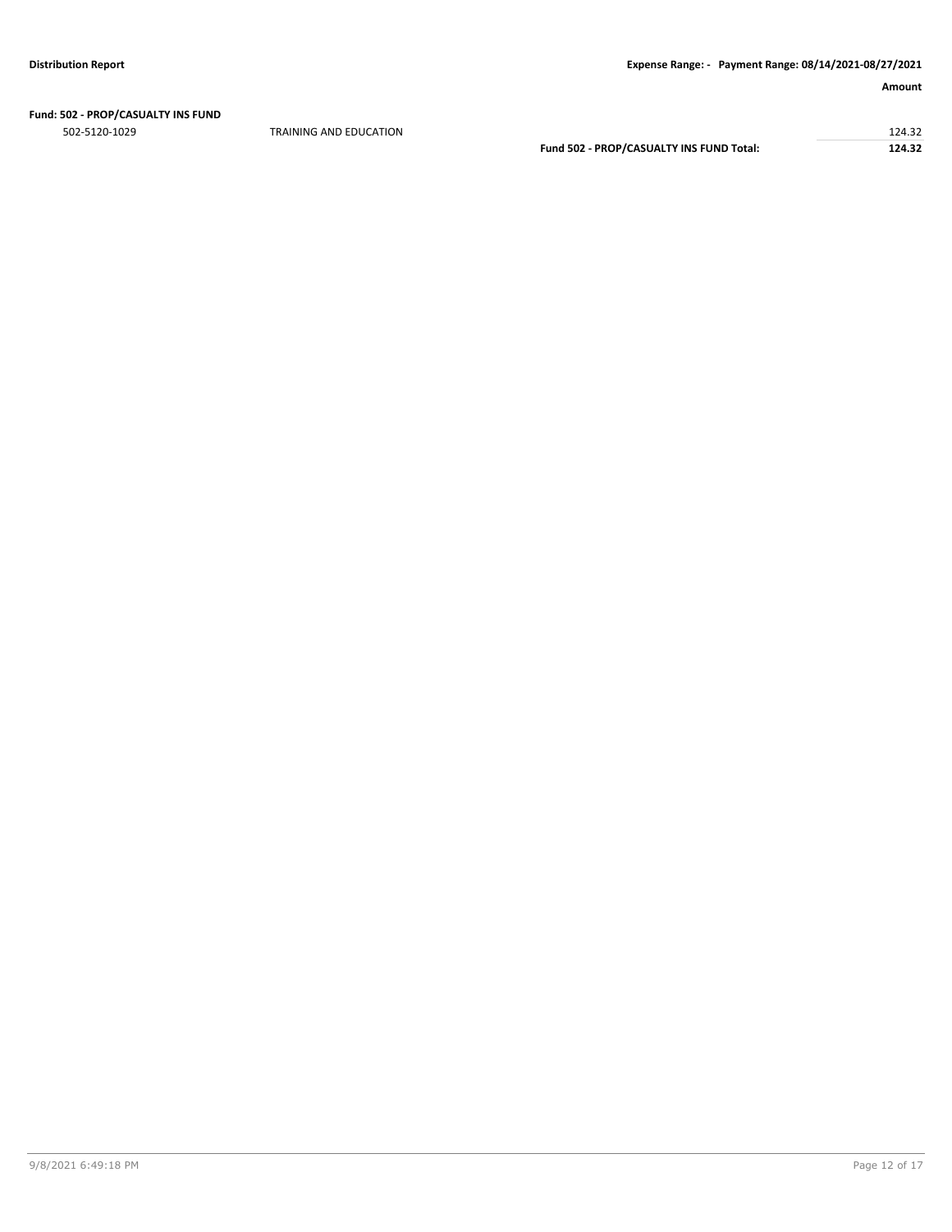**Fund: 502 - PROP/CASUALTY INS FUND**

| | | | Amount |
|---|---|---|---|
| 502-5120-1029 | TRAINING AND EDUCATION | | 124.32 |
| | | **Fund 502 - PROP/CASUALTY INS FUND Total:** | **124.32** |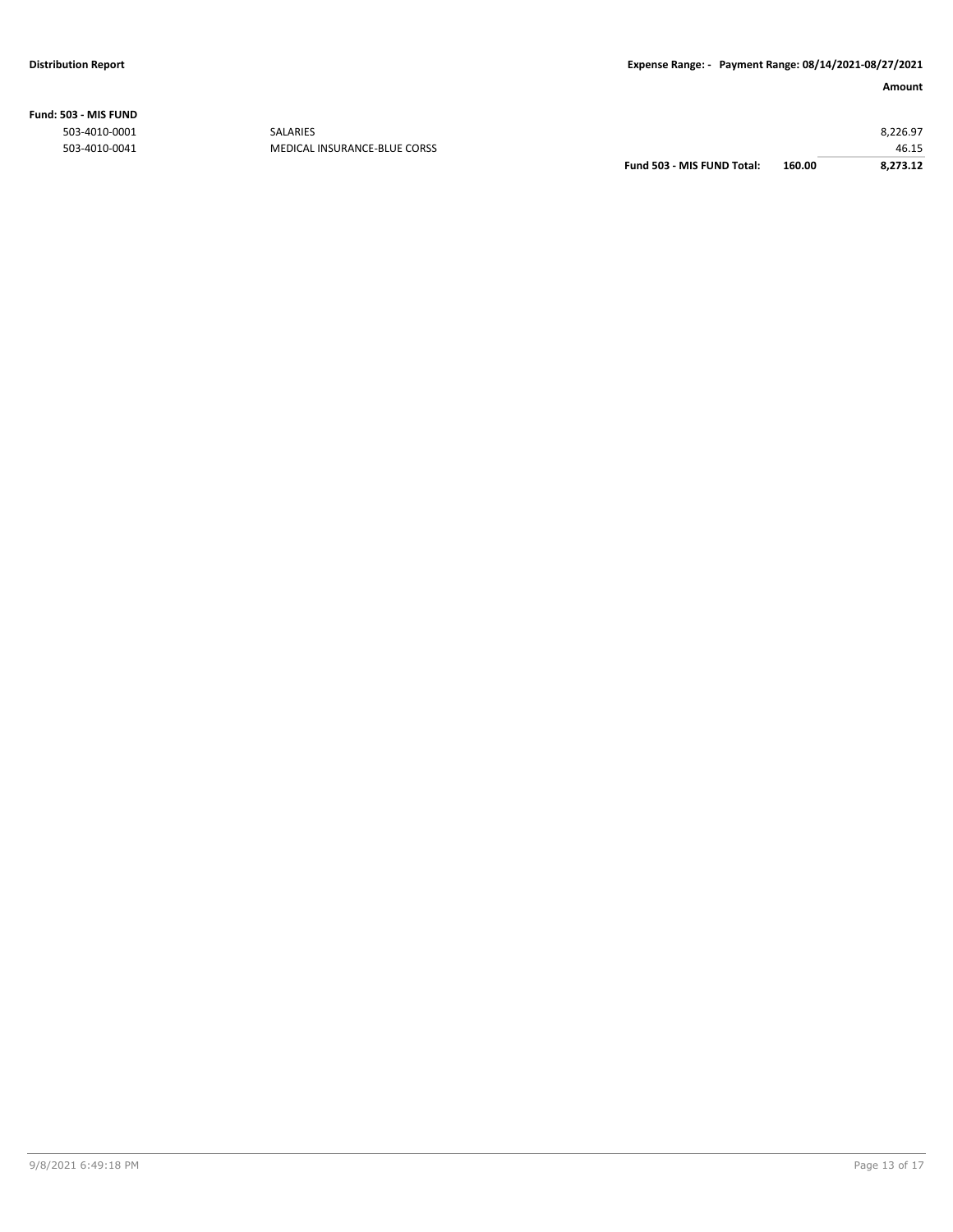**Fund: 503 - MIS FUND**

| Account | Description | | | Amount |
|---|---|---|---|---|
| 503-4010-0001 | SALARIES | | | 8,226.97 |
| 503-4010-0041 | MEDICAL INSURANCE-BLUE CORSS | | | 46.15 |
| | | **Fund 503 - MIS FUND Total:** | **160.00** | **8,273.12** |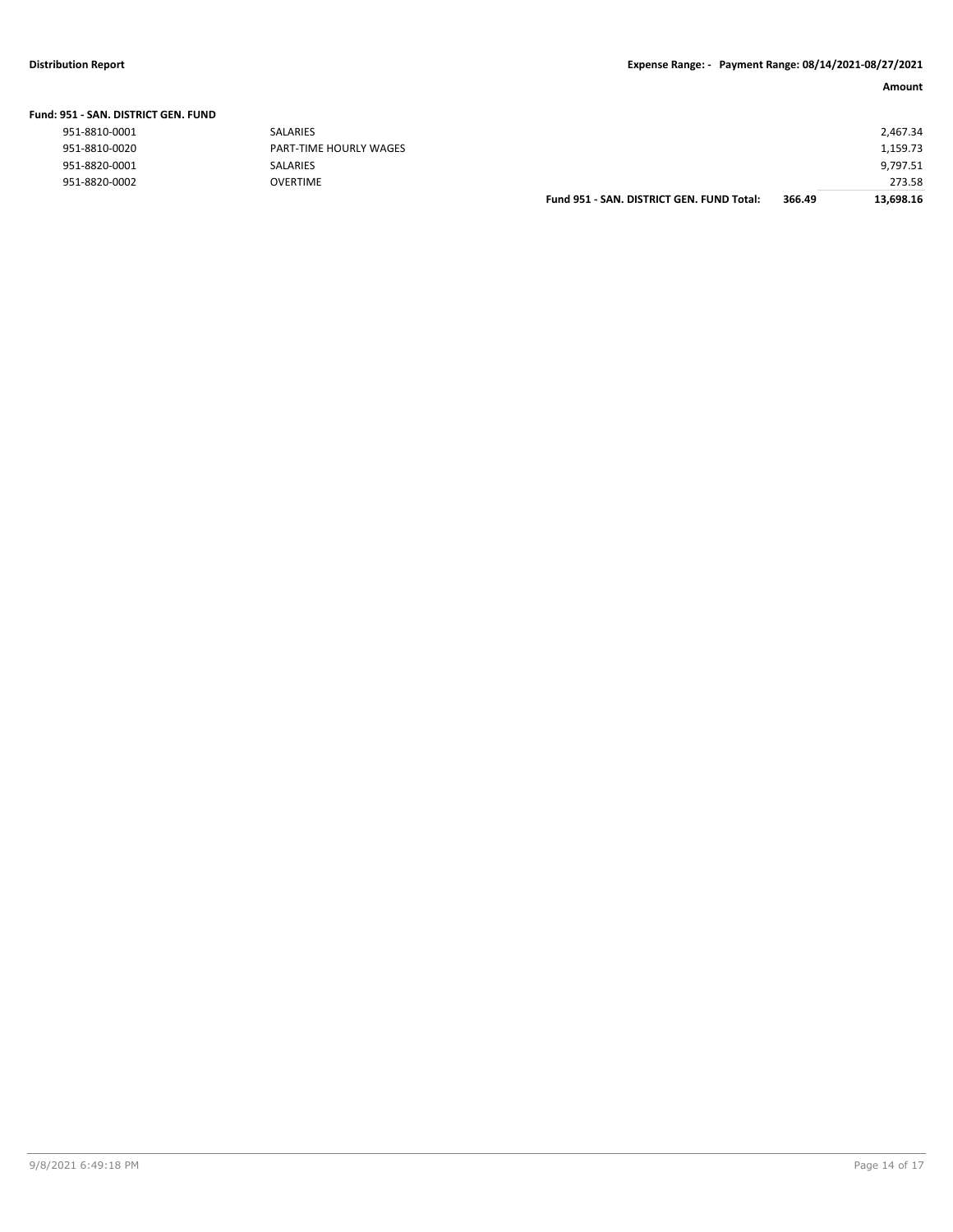| | | | Amount |
|---|---|---|---|
| **Fund: 951 - SAN. DISTRICT GEN. FUND** | | | |
| 951-8810-0001 | SALARIES | | 2,467.34 |
| 951-8810-0020 | PART-TIME HOURLY WAGES | | 1,159.73 |
| 951-8820-0001 | SALARIES | | 9,797.51 |
| 951-8820-0002 | OVERTIME | | 273.58 |
| | **Fund 951 - SAN. DISTRICT GEN. FUND Total:** | **366.49** | **13,698.16** |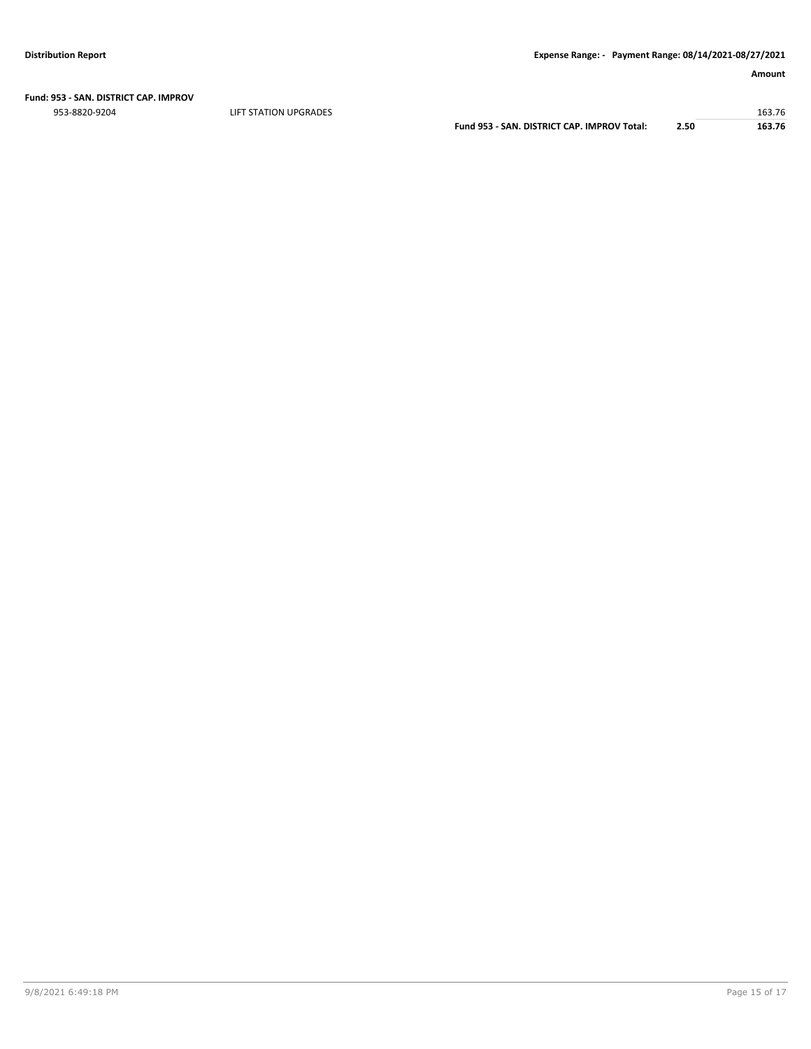**Distribution Report** **Expense Range: - Payment Range: 08/14/2021-08/27/2021**

| | | | | Amount |
|---|---|---|---|---|
| **Fund: 953 - SAN. DISTRICT CAP. IMPROV** | | | | |
| 953-8820-9204 | LIFT STATION UPGRADES | | | 163.76 |
| | | **Fund 953 - SAN. DISTRICT CAP. IMPROV Total:** | **2.50** | **163.76** |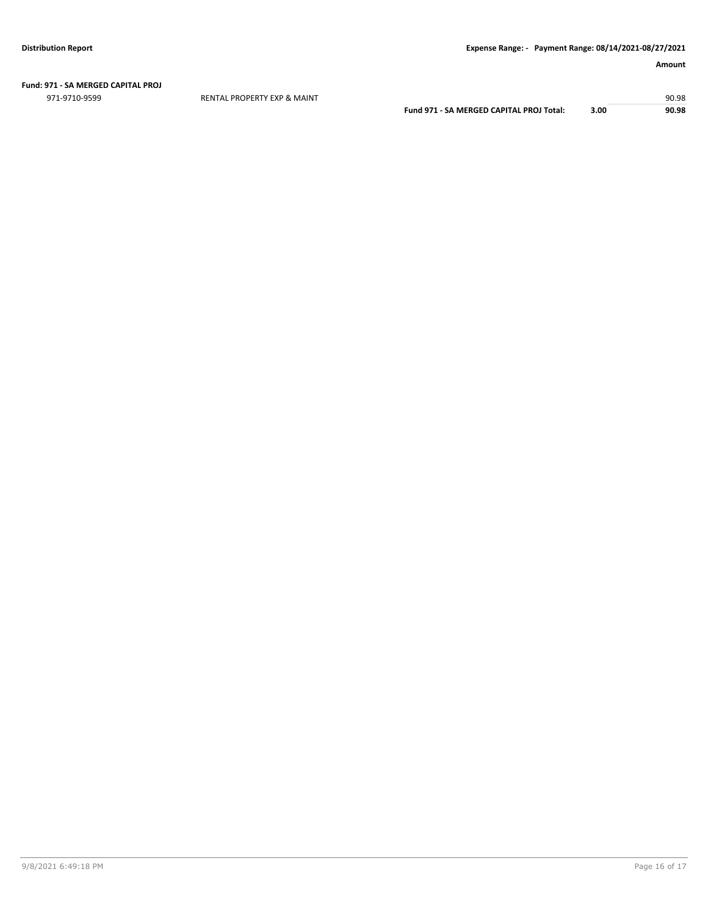**Fund: 971 - SA MERGED CAPITAL PROJ**

| | | | | Amount |
|---|---|---|---|---|
| 971-9710-9599 | RENTAL PROPERTY EXP & MAINT | | | 90.98 |
| | | **Fund 971 - SA MERGED CAPITAL PROJ Total:** | **3.00** | **90.98** |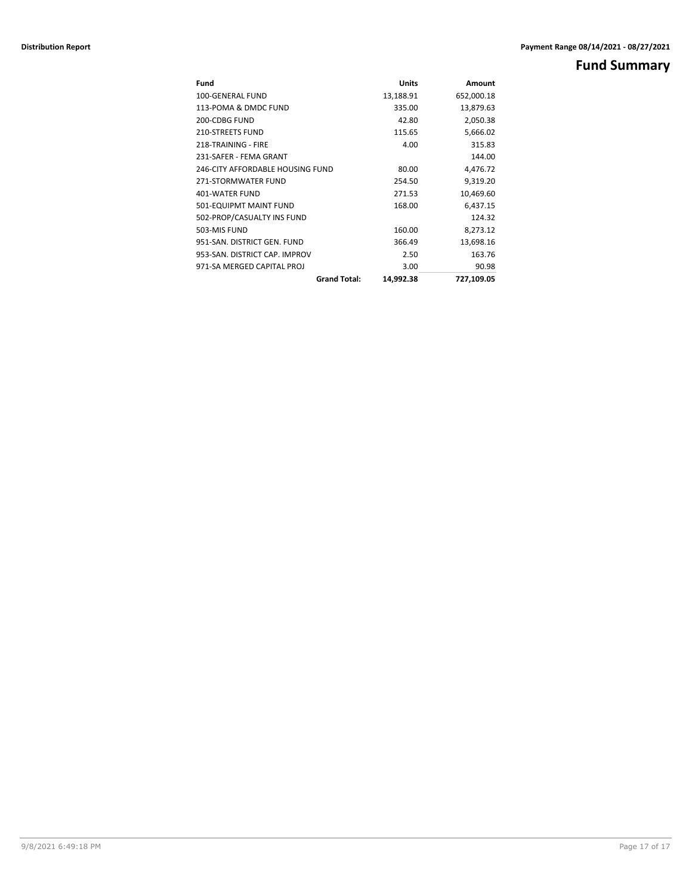# Fund Summary

| Fund | Units | Amount |
|---|---|---|
| 100-GENERAL FUND | 13,188.91 | 652,000.18 |
| 113-POMA & DMDC FUND | 335.00 | 13,879.63 |
| 200-CDBG FUND | 42.80 | 2,050.38 |
| 210-STREETS FUND | 115.65 | 5,666.02 |
| 218-TRAINING - FIRE | 4.00 | 315.83 |
| 231-SAFER - FEMA GRANT | | 144.00 |
| 246-CITY AFFORDABLE HOUSING FUND | 80.00 | 4,476.72 |
| 271-STORMWATER FUND | 254.50 | 9,319.20 |
| 401-WATER FUND | 271.53 | 10,469.60 |
| 501-EQUIPMT MAINT FUND | 168.00 | 6,437.15 |
| 502-PROP/CASUALTY INS FUND | | 124.32 |
| 503-MIS FUND | 160.00 | 8,273.12 |
| 951-SAN. DISTRICT GEN. FUND | 366.49 | 13,698.16 |
| 953-SAN. DISTRICT CAP. IMPROV | 2.50 | 163.76 |
| 971-SA MERGED CAPITAL PROJ | 3.00 | 90.98 |
| **Grand Total:** | **14,992.38** | **727,109.05** |